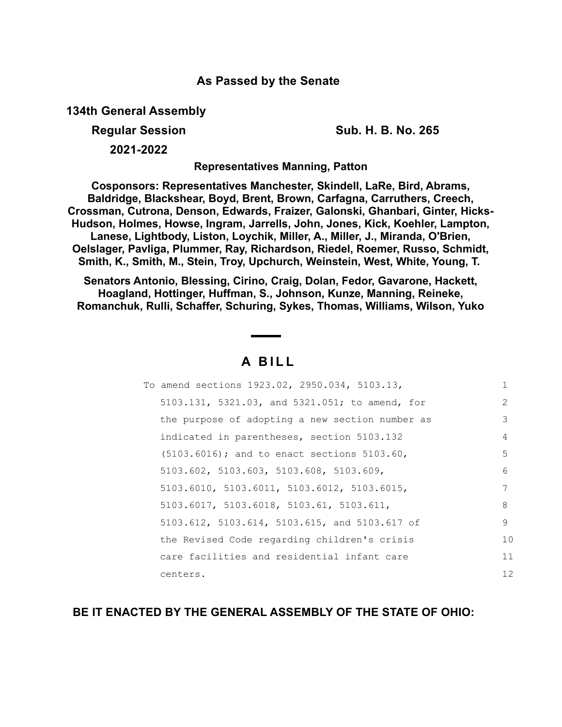**As Passed by the Senate**

**134th General Assembly**

**Regular Session** **Sub. H. B. No. 265**

**2021-2022**

**Representatives Manning, Patton**

**Cosponsors: Representatives Manchester, Skindell, LaRe, Bird, Abrams, Baldridge, Blackshear, Boyd, Brent, Brown, Carfagna, Carruthers, Creech, Crossman, Cutrona, Denson, Edwards, Fraizer, Galonski, Ghanbari, Ginter, Hicks-Hudson, Holmes, Howse, Ingram, Jarrells, John, Jones, Kick, Koehler, Lampton, Lanese, Lightbody, Liston, Loychik, Miller, A., Miller, J., Miranda, O'Brien, Oelslager, Pavliga, Plummer, Ray, Richardson, Riedel, Roemer, Russo, Schmidt, Smith, K., Smith, M., Stein, Troy, Upchurch, Weinstein, West, White, Young, T.**

**Senators Antonio, Blessing, Cirino, Craig, Dolan, Fedor, Gavarone, Hackett, Hoagland, Hottinger, Huffman, S., Johnson, Kunze, Manning, Reineke, Romanchuk, Rulli, Schaffer, Schuring, Sykes, Thomas, Williams, Wilson, Yuko**

# A BILL

To amend sections 1923.02, 2950.034, 5103.13, 5103.131, 5321.03, and 5321.051; to amend, for the purpose of adopting a new section number as indicated in parentheses, section 5103.132 (5103.6016); and to enact sections 5103.60, 5103.602, 5103.603, 5103.608, 5103.609, 5103.6010, 5103.6011, 5103.6012, 5103.6015, 5103.6017, 5103.6018, 5103.61, 5103.611, 5103.612, 5103.614, 5103.615, and 5103.617 of the Revised Code regarding children's crisis care facilities and residential infant care centers.

**BE IT ENACTED BY THE GENERAL ASSEMBLY OF THE STATE OF OHIO:**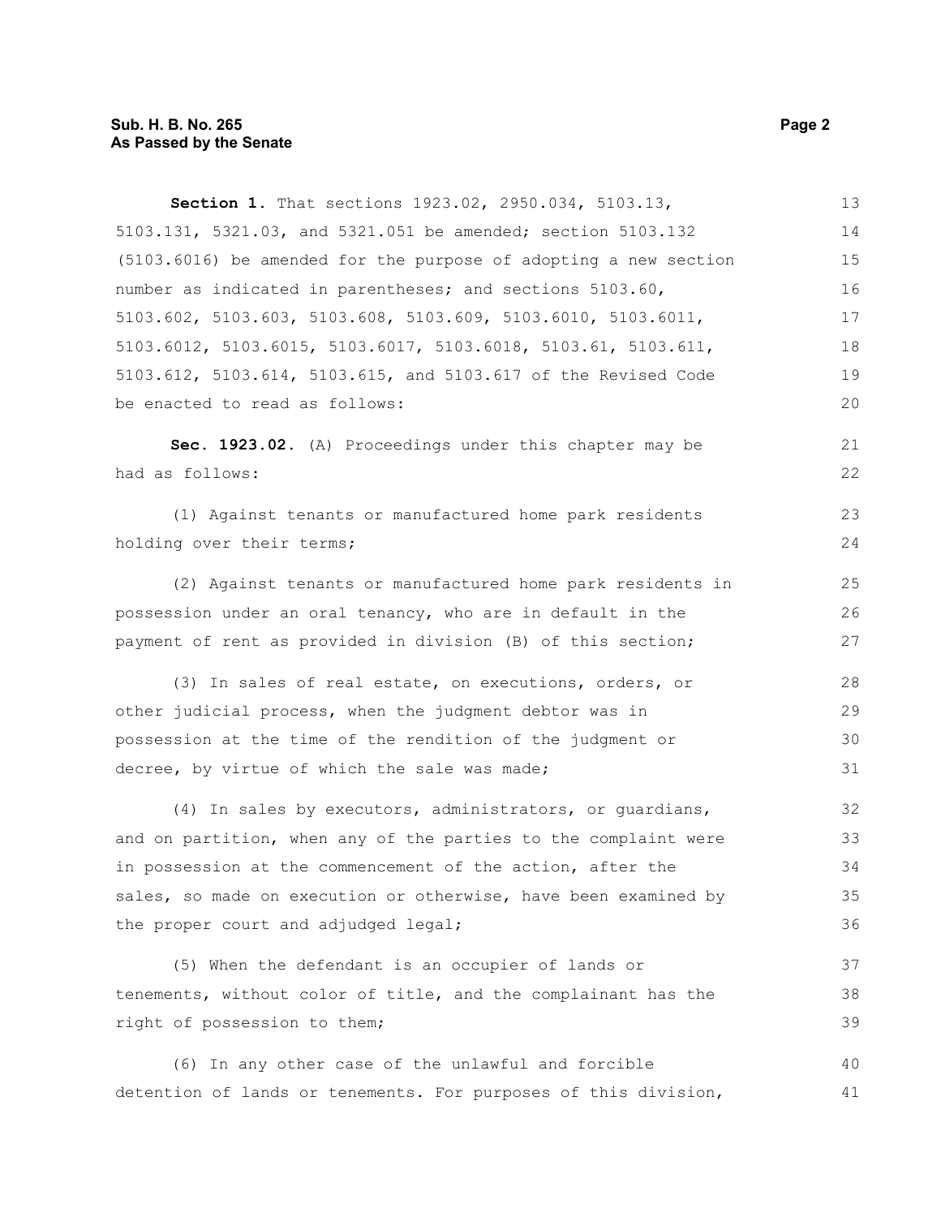**Section 1.** That sections 1923.02, 2950.034, 5103.13, 5103.131, 5321.03, and 5321.051 be amended; section 5103.132 (5103.6016) be amended for the purpose of adopting a new section number as indicated in parentheses; and sections 5103.60, 5103.602, 5103.603, 5103.608, 5103.609, 5103.6010, 5103.6011, 5103.6012, 5103.6015, 5103.6017, 5103.6018, 5103.61, 5103.611, 5103.612, 5103.614, 5103.615, and 5103.617 of the Revised Code be enacted to read as follows:

**Sec. 1923.02.** (A) Proceedings under this chapter may be had as follows:

(1) Against tenants or manufactured home park residents holding over their terms;

(2) Against tenants or manufactured home park residents in possession under an oral tenancy, who are in default in the payment of rent as provided in division (B) of this section;

(3) In sales of real estate, on executions, orders, or other judicial process, when the judgment debtor was in possession at the time of the rendition of the judgment or decree, by virtue of which the sale was made;

(4) In sales by executors, administrators, or guardians, and on partition, when any of the parties to the complaint were in possession at the commencement of the action, after the sales, so made on execution or otherwise, have been examined by the proper court and adjudged legal;

(5) When the defendant is an occupier of lands or tenements, without color of title, and the complainant has the right of possession to them;

(6) In any other case of the unlawful and forcible detention of lands or tenements. For purposes of this division,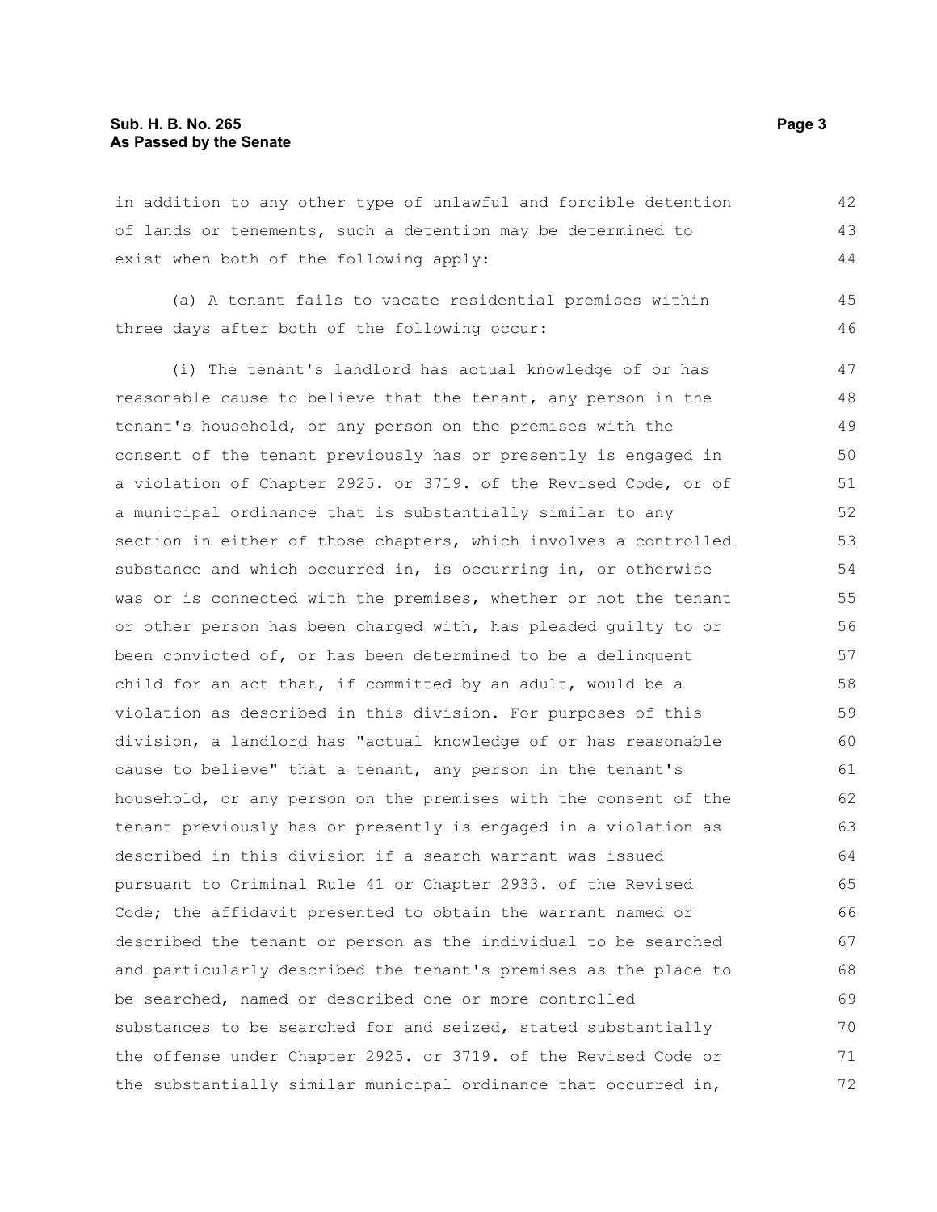in addition to any other type of unlawful and forcible detention of lands or tenements, such a detention may be determined to exist when both of the following apply:

(a) A tenant fails to vacate residential premises within three days after both of the following occur:

(i) The tenant's landlord has actual knowledge of or has reasonable cause to believe that the tenant, any person in the tenant's household, or any person on the premises with the consent of the tenant previously has or presently is engaged in a violation of Chapter 2925. or 3719. of the Revised Code, or of a municipal ordinance that is substantially similar to any section in either of those chapters, which involves a controlled substance and which occurred in, is occurring in, or otherwise was or is connected with the premises, whether or not the tenant or other person has been charged with, has pleaded guilty to or been convicted of, or has been determined to be a delinquent child for an act that, if committed by an adult, would be a violation as described in this division. For purposes of this division, a landlord has "actual knowledge of or has reasonable cause to believe" that a tenant, any person in the tenant's household, or any person on the premises with the consent of the tenant previously has or presently is engaged in a violation as described in this division if a search warrant was issued pursuant to Criminal Rule 41 or Chapter 2933. of the Revised Code; the affidavit presented to obtain the warrant named or described the tenant or person as the individual to be searched and particularly described the tenant's premises as the place to be searched, named or described one or more controlled substances to be searched for and seized, stated substantially the offense under Chapter 2925. or 3719. of the Revised Code or the substantially similar municipal ordinance that occurred in,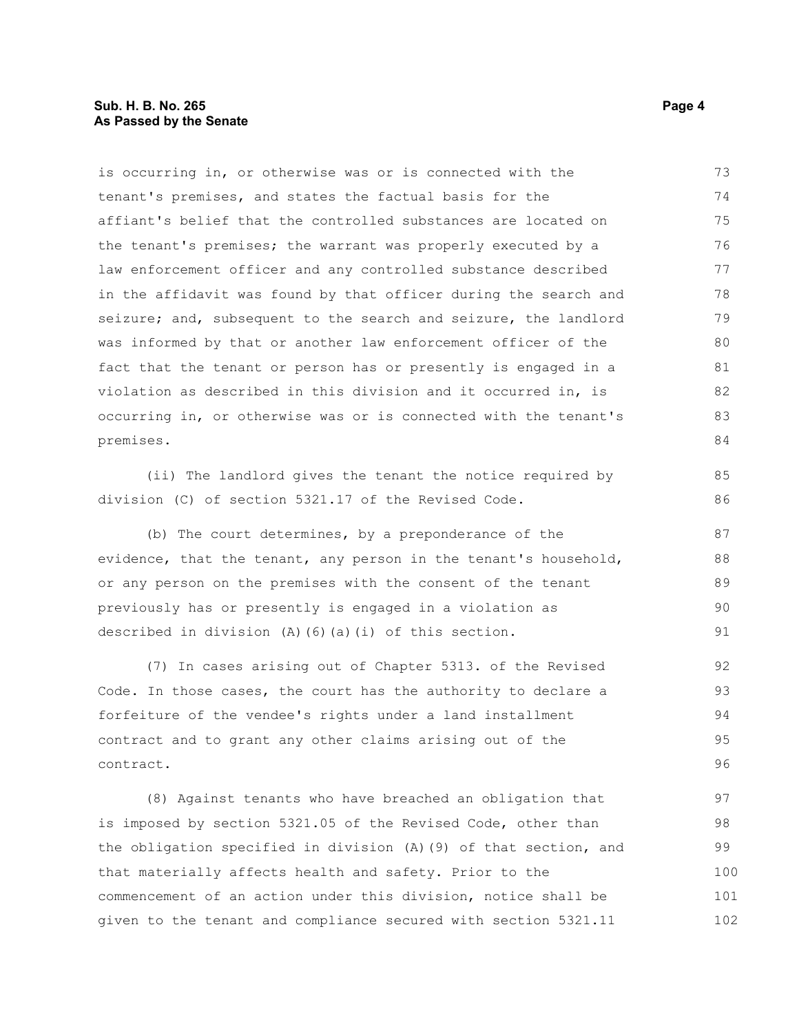is occurring in, or otherwise was or is connected with the tenant's premises, and states the factual basis for the affiant's belief that the controlled substances are located on the tenant's premises; the warrant was properly executed by a law enforcement officer and any controlled substance described in the affidavit was found by that officer during the search and seizure; and, subsequent to the search and seizure, the landlord was informed by that or another law enforcement officer of the fact that the tenant or person has or presently is engaged in a violation as described in this division and it occurred in, is occurring in, or otherwise was or is connected with the tenant's premises.

(ii) The landlord gives the tenant the notice required by division (C) of section 5321.17 of the Revised Code.

(b) The court determines, by a preponderance of the evidence, that the tenant, any person in the tenant's household, or any person on the premises with the consent of the tenant previously has or presently is engaged in a violation as described in division (A)(6)(a)(i) of this section.

(7) In cases arising out of Chapter 5313. of the Revised Code. In those cases, the court has the authority to declare a forfeiture of the vendee's rights under a land installment contract and to grant any other claims arising out of the contract.

(8) Against tenants who have breached an obligation that is imposed by section 5321.05 of the Revised Code, other than the obligation specified in division (A)(9) of that section, and that materially affects health and safety. Prior to the commencement of an action under this division, notice shall be given to the tenant and compliance secured with section 5321.11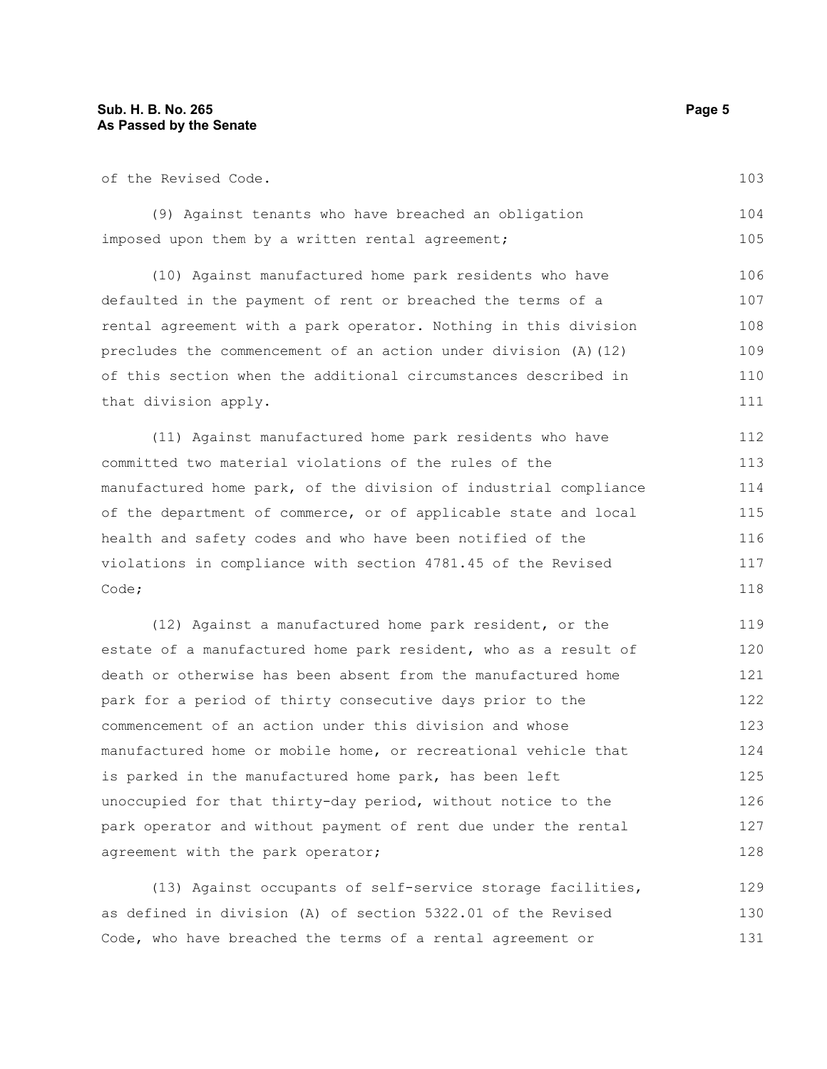of the Revised Code.

(9) Against tenants who have breached an obligation imposed upon them by a written rental agreement;

(10) Against manufactured home park residents who have defaulted in the payment of rent or breached the terms of a rental agreement with a park operator. Nothing in this division precludes the commencement of an action under division (A)(12) of this section when the additional circumstances described in that division apply.

(11) Against manufactured home park residents who have committed two material violations of the rules of the manufactured home park, of the division of industrial compliance of the department of commerce, or of applicable state and local health and safety codes and who have been notified of the violations in compliance with section 4781.45 of the Revised Code;

(12) Against a manufactured home park resident, or the estate of a manufactured home park resident, who as a result of death or otherwise has been absent from the manufactured home park for a period of thirty consecutive days prior to the commencement of an action under this division and whose manufactured home or mobile home, or recreational vehicle that is parked in the manufactured home park, has been left unoccupied for that thirty-day period, without notice to the park operator and without payment of rent due under the rental agreement with the park operator;

(13) Against occupants of self-service storage facilities, as defined in division (A) of section 5322.01 of the Revised Code, who have breached the terms of a rental agreement or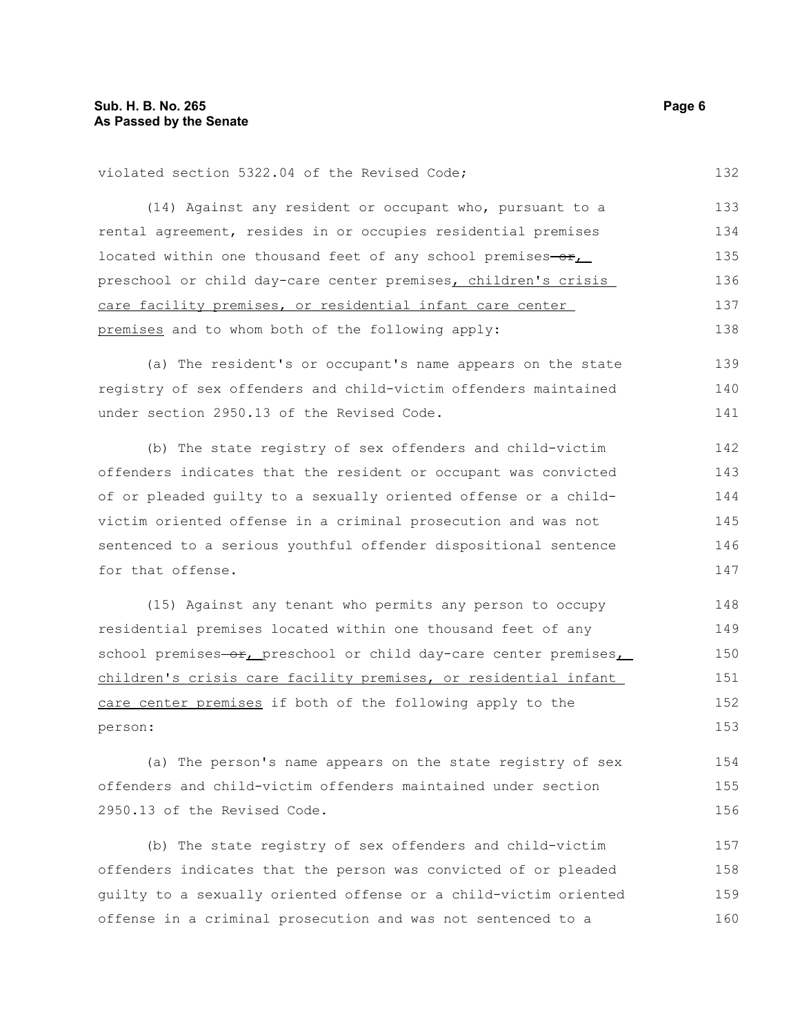violated section 5322.04 of the Revised Code;

(14) Against any resident or occupant who, pursuant to a rental agreement, resides in or occupies residential premises located within one thousand feet of any school premises ~~or~~, preschool or child day-care center premises, children's crisis care facility premises, or residential infant care center premises and to whom both of the following apply:

(a) The resident's or occupant's name appears on the state registry of sex offenders and child-victim offenders maintained under section 2950.13 of the Revised Code.

(b) The state registry of sex offenders and child-victim offenders indicates that the resident or occupant was convicted of or pleaded guilty to a sexually oriented offense or a child-victim oriented offense in a criminal prosecution and was not sentenced to a serious youthful offender dispositional sentence for that offense.

(15) Against any tenant who permits any person to occupy residential premises located within one thousand feet of any school premises ~~or~~, preschool or child day-care center premises, children's crisis care facility premises, or residential infant care center premises if both of the following apply to the person:

(a) The person's name appears on the state registry of sex offenders and child-victim offenders maintained under section 2950.13 of the Revised Code.

(b) The state registry of sex offenders and child-victim offenders indicates that the person was convicted of or pleaded guilty to a sexually oriented offense or a child-victim oriented offense in a criminal prosecution and was not sentenced to a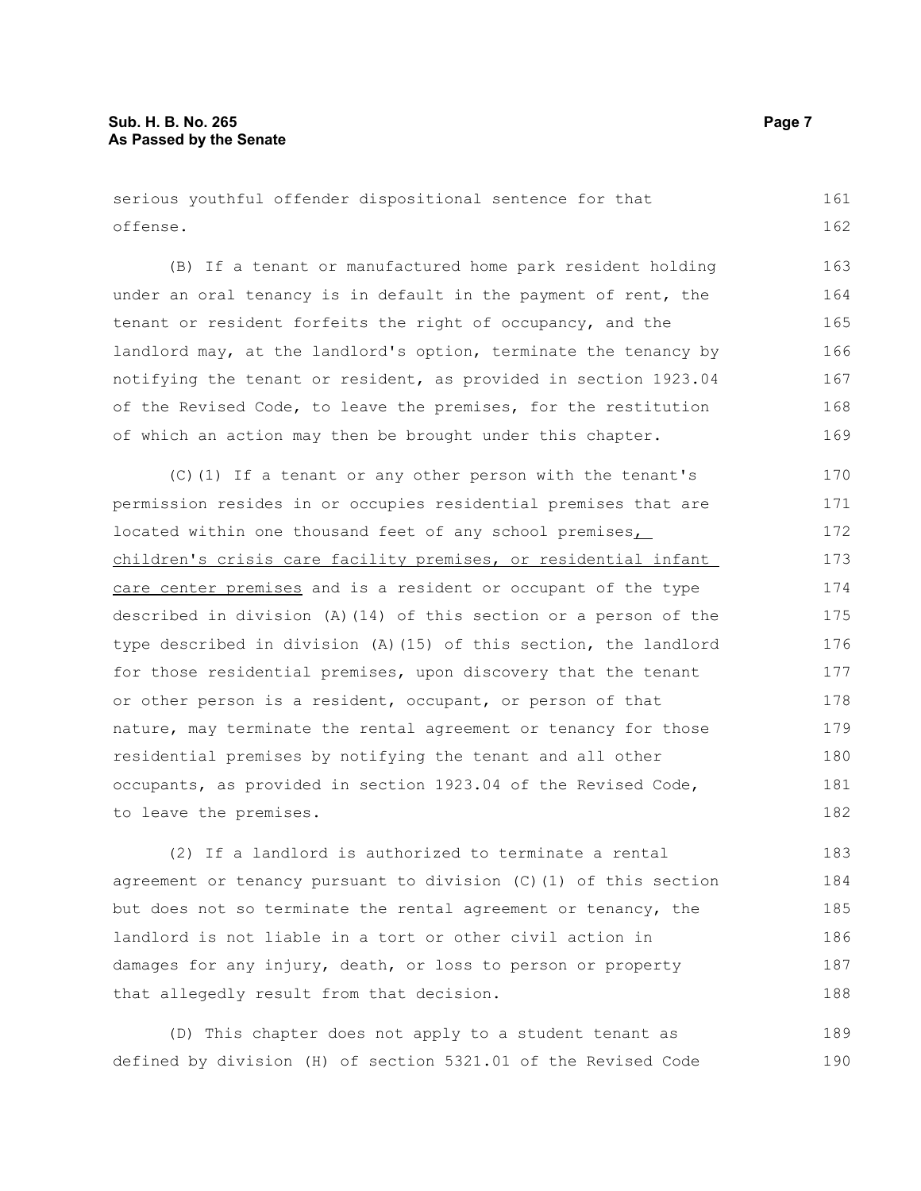serious youthful offender dispositional sentence for that offense.

(B) If a tenant or manufactured home park resident holding under an oral tenancy is in default in the payment of rent, the tenant or resident forfeits the right of occupancy, and the landlord may, at the landlord's option, terminate the tenancy by notifying the tenant or resident, as provided in section 1923.04 of the Revised Code, to leave the premises, for the restitution of which an action may then be brought under this chapter.

(C)(1) If a tenant or any other person with the tenant's permission resides in or occupies residential premises that are located within one thousand feet of any school premises, children's crisis care facility premises, or residential infant care center premises and is a resident or occupant of the type described in division (A)(14) of this section or a person of the type described in division (A)(15) of this section, the landlord for those residential premises, upon discovery that the tenant or other person is a resident, occupant, or person of that nature, may terminate the rental agreement or tenancy for those residential premises by notifying the tenant and all other occupants, as provided in section 1923.04 of the Revised Code, to leave the premises.

(2) If a landlord is authorized to terminate a rental agreement or tenancy pursuant to division (C)(1) of this section but does not so terminate the rental agreement or tenancy, the landlord is not liable in a tort or other civil action in damages for any injury, death, or loss to person or property that allegedly result from that decision.

(D) This chapter does not apply to a student tenant as defined by division (H) of section 5321.01 of the Revised Code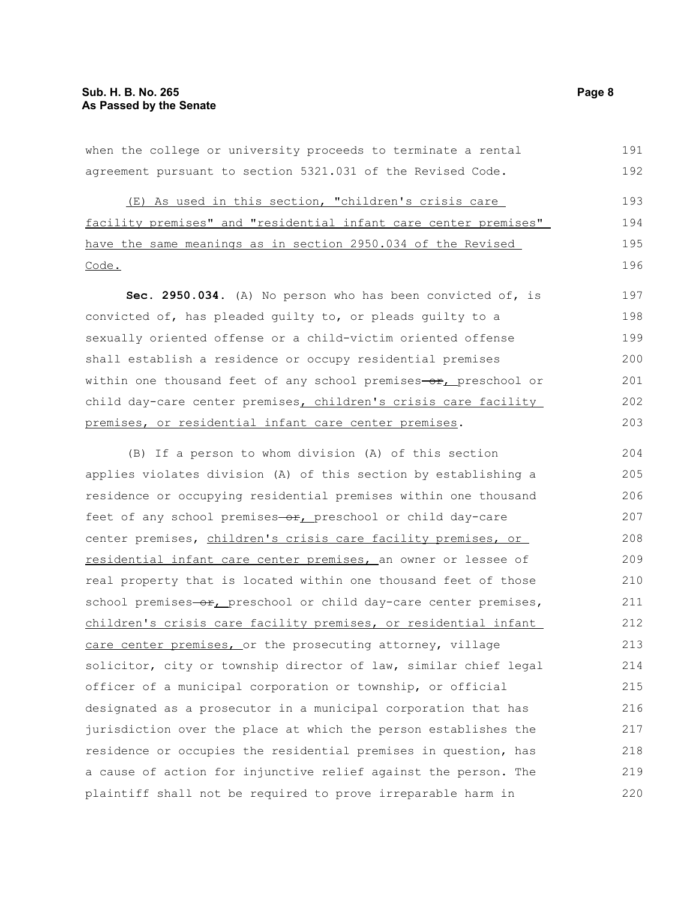when the college or university proceeds to terminate a rental agreement pursuant to section 5321.031 of the Revised Code.

(E) As used in this section, "children's crisis care facility premises" and "residential infant care center premises" have the same meanings as in section 2950.034 of the Revised Code.

**Sec. 2950.034.** (A) No person who has been convicted of, is convicted of, has pleaded guilty to, or pleads guilty to a sexually oriented offense or a child-victim oriented offense shall establish a residence or occupy residential premises within one thousand feet of any school premises ~~or~~, preschool or child day-care center premises, children's crisis care facility premises, or residential infant care center premises.

(B) If a person to whom division (A) of this section applies violates division (A) of this section by establishing a residence or occupying residential premises within one thousand feet of any school premises ~~or~~, preschool or child day-care center premises, children's crisis care facility premises, or residential infant care center premises, an owner or lessee of real property that is located within one thousand feet of those school premises ~~or~~, preschool or child day-care center premises, children's crisis care facility premises, or residential infant care center premises, or the prosecuting attorney, village solicitor, city or township director of law, similar chief legal officer of a municipal corporation or township, or official designated as a prosecutor in a municipal corporation that has jurisdiction over the place at which the person establishes the residence or occupies the residential premises in question, has a cause of action for injunctive relief against the person. The plaintiff shall not be required to prove irreparable harm in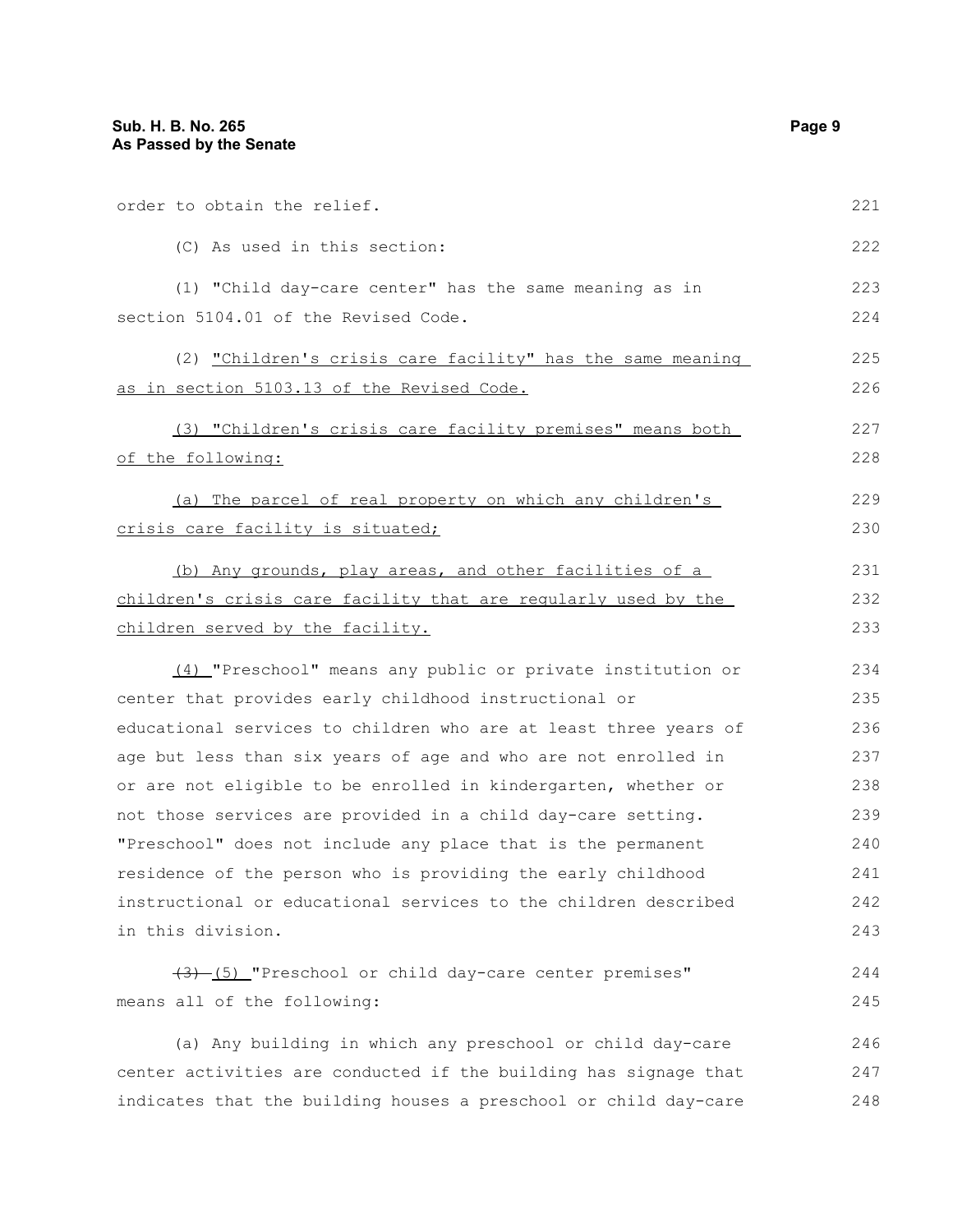order to obtain the relief.

(C) As used in this section:

(1) "Child day-care center" has the same meaning as in section 5104.01 of the Revised Code.

(2) "Children's crisis care facility" has the same meaning as in section 5103.13 of the Revised Code.

(3) "Children's crisis care facility premises" means both of the following:

(a) The parcel of real property on which any children's crisis care facility is situated;

(b) Any grounds, play areas, and other facilities of a children's crisis care facility that are regularly used by the children served by the facility.

(4) "Preschool" means any public or private institution or center that provides early childhood instructional or educational services to children who are at least three years of age but less than six years of age and who are not enrolled in or are not eligible to be enrolled in kindergarten, whether or not those services are provided in a child day-care setting. "Preschool" does not include any place that is the permanent residence of the person who is providing the early childhood instructional or educational services to the children described in this division.

~~(3)~~ (5) "Preschool or child day-care center premises" means all of the following:

(a) Any building in which any preschool or child day-care center activities are conducted if the building has signage that indicates that the building houses a preschool or child day-care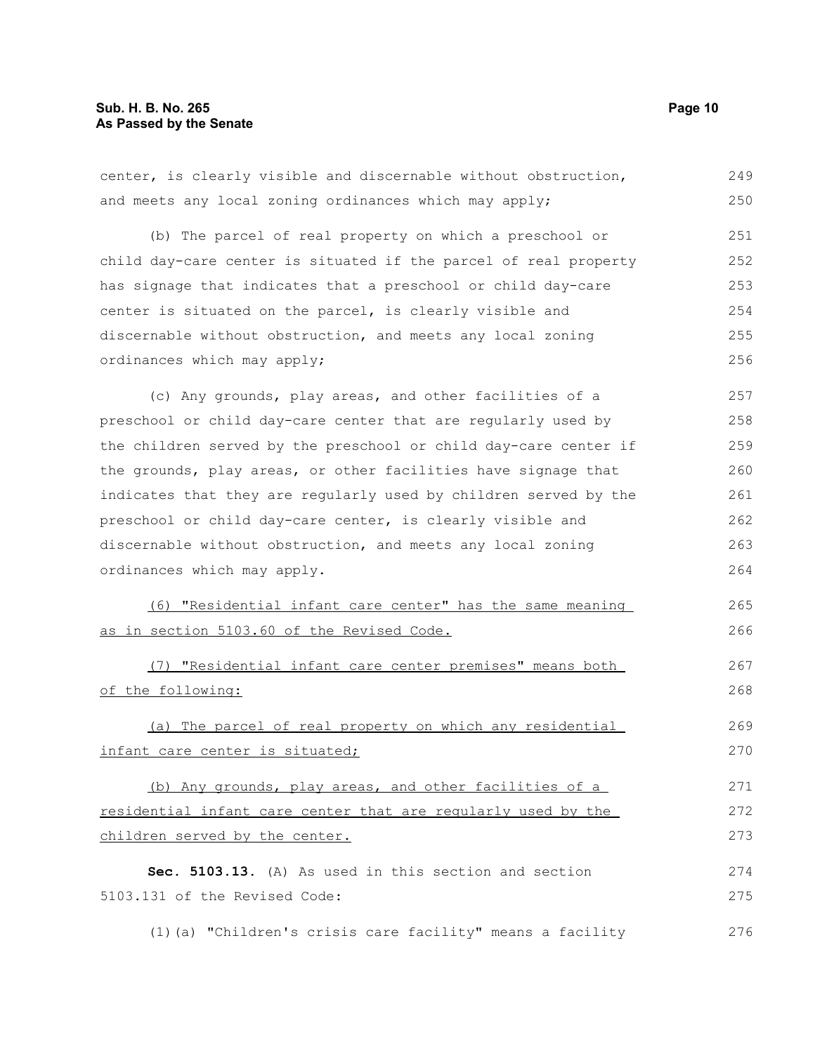center, is clearly visible and discernable without obstruction, and meets any local zoning ordinances which may apply;

(b) The parcel of real property on which a preschool or child day-care center is situated if the parcel of real property has signage that indicates that a preschool or child day-care center is situated on the parcel, is clearly visible and discernable without obstruction, and meets any local zoning ordinances which may apply;

(c) Any grounds, play areas, and other facilities of a preschool or child day-care center that are regularly used by the children served by the preschool or child day-care center if the grounds, play areas, or other facilities have signage that indicates that they are regularly used by children served by the preschool or child day-care center, is clearly visible and discernable without obstruction, and meets any local zoning ordinances which may apply.

<u>(6) "Residential infant care center" has the same meaning as in section 5103.60 of the Revised Code.</u>

<u>(7) "Residential infant care center premises" means both of the following:</u>

<u>(a) The parcel of real property on which any residential infant care center is situated;</u>

<u>(b) Any grounds, play areas, and other facilities of a residential infant care center that are regularly used by the children served by the center.</u>

**Sec. 5103.13.** (A) As used in this section and section 5103.131 of the Revised Code:

(1)(a) "Children's crisis care facility" means a facility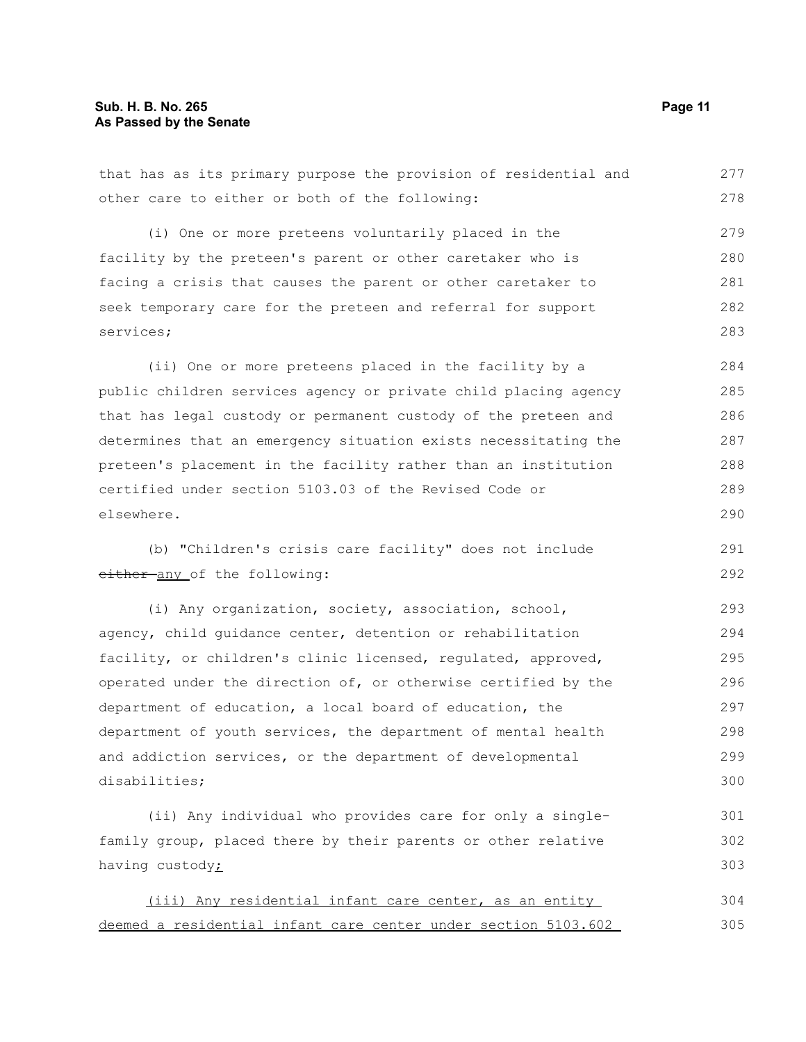that has as its primary purpose the provision of residential and other care to either or both of the following:

(i) One or more preteens voluntarily placed in the facility by the preteen's parent or other caretaker who is facing a crisis that causes the parent or other caretaker to seek temporary care for the preteen and referral for support services;

(ii) One or more preteens placed in the facility by a public children services agency or private child placing agency that has legal custody or permanent custody of the preteen and determines that an emergency situation exists necessitating the preteen's placement in the facility rather than an institution certified under section 5103.03 of the Revised Code or elsewhere.

(b) "Children's crisis care facility" does not include ~~either~~ <u>any</u> of the following:

(i) Any organization, society, association, school, agency, child guidance center, detention or rehabilitation facility, or children's clinic licensed, regulated, approved, operated under the direction of, or otherwise certified by the department of education, a local board of education, the department of youth services, the department of mental health and addiction services, or the department of developmental disabilities;

(ii) Any individual who provides care for only a single-family group, placed there by their parents or other relative having custody<u>;</u>

<u>(iii) Any residential infant care center, as an entity deemed a residential infant care center under section 5103.602</u>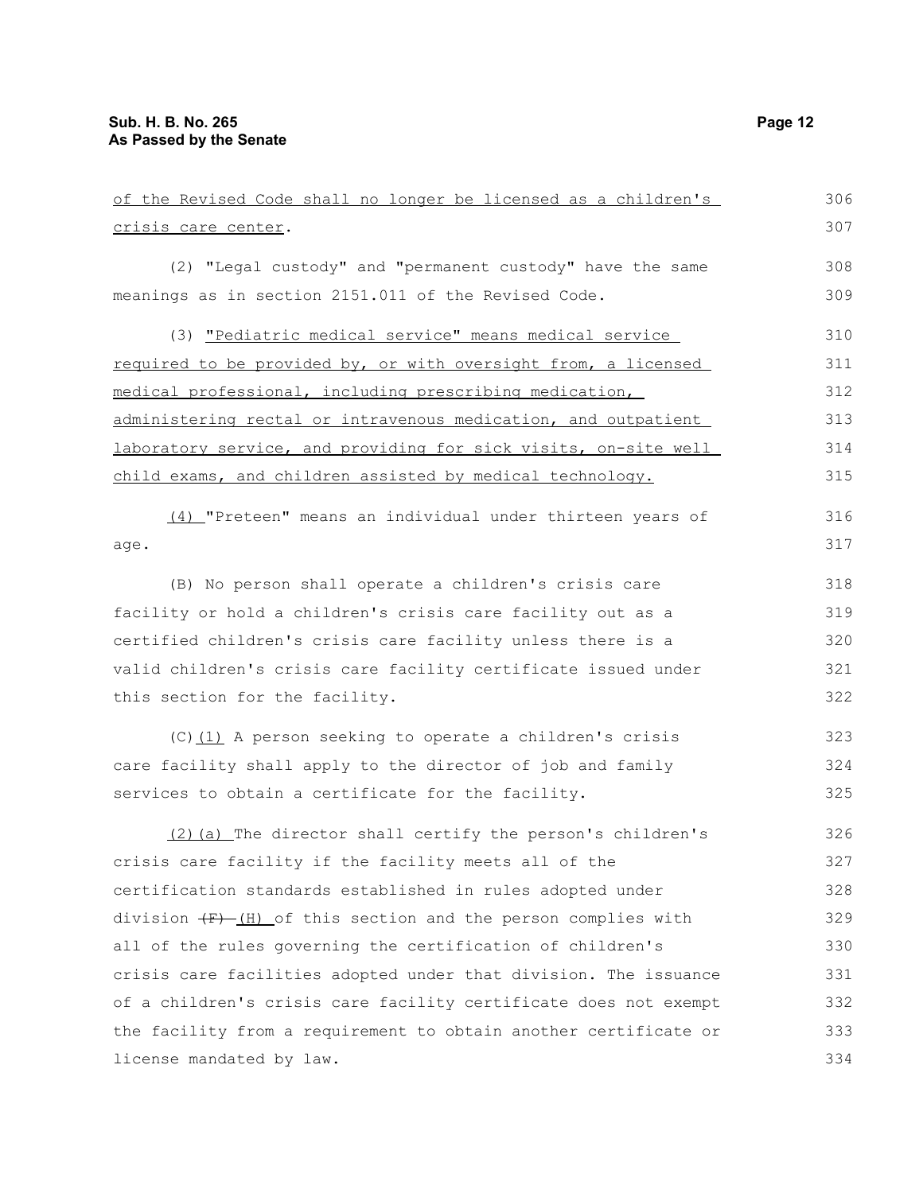of the Revised Code shall no longer be licensed as a children's crisis care center.

(2) "Legal custody" and "permanent custody" have the same meanings as in section 2151.011 of the Revised Code.

(3) "Pediatric medical service" means medical service required to be provided by, or with oversight from, a licensed medical professional, including prescribing medication, administering rectal or intravenous medication, and outpatient laboratory service, and providing for sick visits, on-site well child exams, and children assisted by medical technology.

(4) "Preteen" means an individual under thirteen years of age.

(B) No person shall operate a children's crisis care facility or hold a children's crisis care facility out as a certified children's crisis care facility unless there is a valid children's crisis care facility certificate issued under this section for the facility.

(C)(1) A person seeking to operate a children's crisis care facility shall apply to the director of job and family services to obtain a certificate for the facility.

(2)(a) The director shall certify the person's children's crisis care facility if the facility meets all of the certification standards established in rules adopted under division ~~(F)~~ (H) of this section and the person complies with all of the rules governing the certification of children's crisis care facilities adopted under that division. The issuance of a children's crisis care facility certificate does not exempt the facility from a requirement to obtain another certificate or license mandated by law.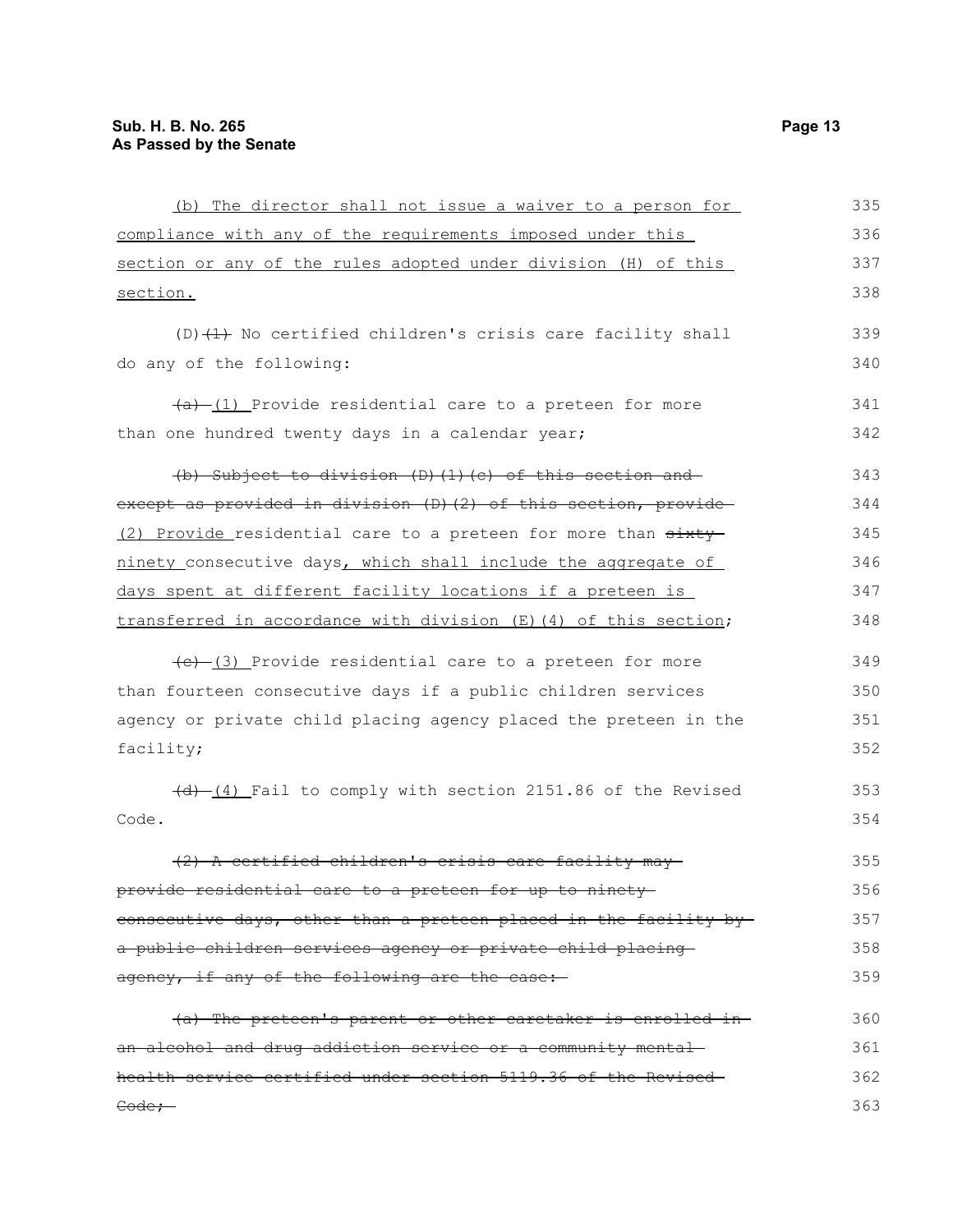(b) The director shall not issue a waiver to a person for compliance with any of the requirements imposed under this section or any of the rules adopted under division (H) of this section.

(D) ~~(1)~~ No certified children's crisis care facility shall do any of the following:

~~(a)~~ (1) Provide residential care to a preteen for more than one hundred twenty days in a calendar year;

~~(b) Subject to division (D)(1)(c) of this section and except as provided in division (D)(2) of this section, provide~~ (2) Provide residential care to a preteen for more than ~~sixty~~ ninety consecutive days, which shall include the aggregate of days spent at different facility locations if a preteen is transferred in accordance with division (E)(4) of this section;

~~(c)~~ (3) Provide residential care to a preteen for more than fourteen consecutive days if a public children services agency or private child placing agency placed the preteen in the facility;

~~(d)~~ (4) Fail to comply with section 2151.86 of the Revised Code.

~~(2) A certified children's crisis care facility may provide residential care to a preteen for up to ninety consecutive days, other than a preteen placed in the facility by a public children services agency or private child placing agency, if any of the following are the case:~~

~~(a) The preteen's parent or other caretaker is enrolled in an alcohol and drug addiction service or a community mental health service certified under section 5119.36 of the Revised Code;~~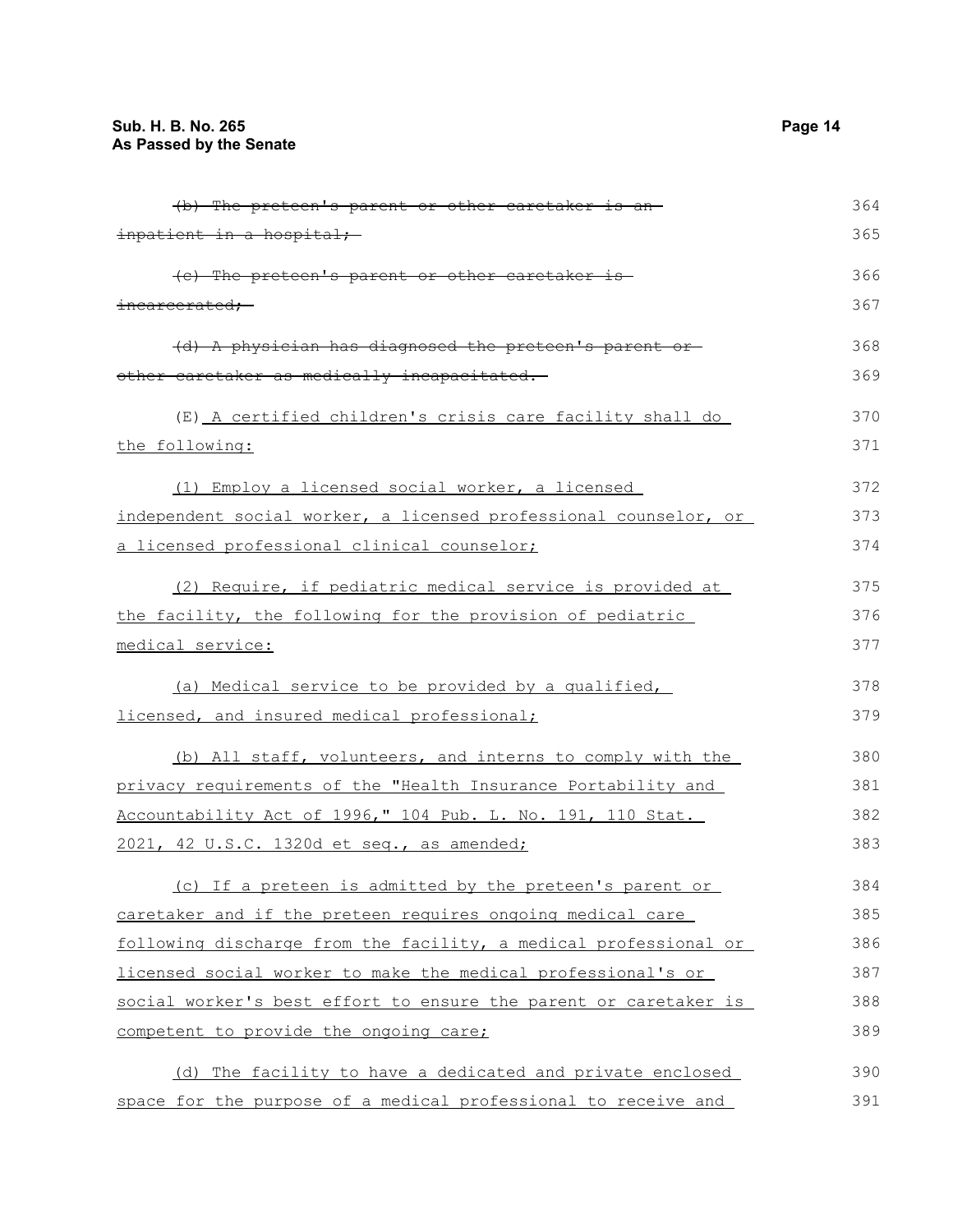~~(b) The preteen's parent or other caretaker is an inpatient in a hospital;~~

~~(c) The preteen's parent or other caretaker is incarcerated;~~

~~(d) A physician has diagnosed the preteen's parent or other caretaker as medically incapacitated.~~

(E) <u>A certified children's crisis care facility shall do the following:</u>

<u>(1) Employ a licensed social worker, a licensed independent social worker, a licensed professional counselor, or a licensed professional clinical counselor;</u>

<u>(2) Require, if pediatric medical service is provided at the facility, the following for the provision of pediatric medical service:</u>

<u>(a) Medical service to be provided by a qualified, licensed, and insured medical professional;</u>

<u>(b) All staff, volunteers, and interns to comply with the privacy requirements of the "Health Insurance Portability and Accountability Act of 1996," 104 Pub. L. No. 191, 110 Stat. 2021, 42 U.S.C. 1320d et seq., as amended;</u>

<u>(c) If a preteen is admitted by the preteen's parent or caretaker and if the preteen requires ongoing medical care following discharge from the facility, a medical professional or licensed social worker to make the medical professional's or social worker's best effort to ensure the parent or caretaker is competent to provide the ongoing care;</u>

<u>(d) The facility to have a dedicated and private enclosed space for the purpose of a medical professional to receive and</u>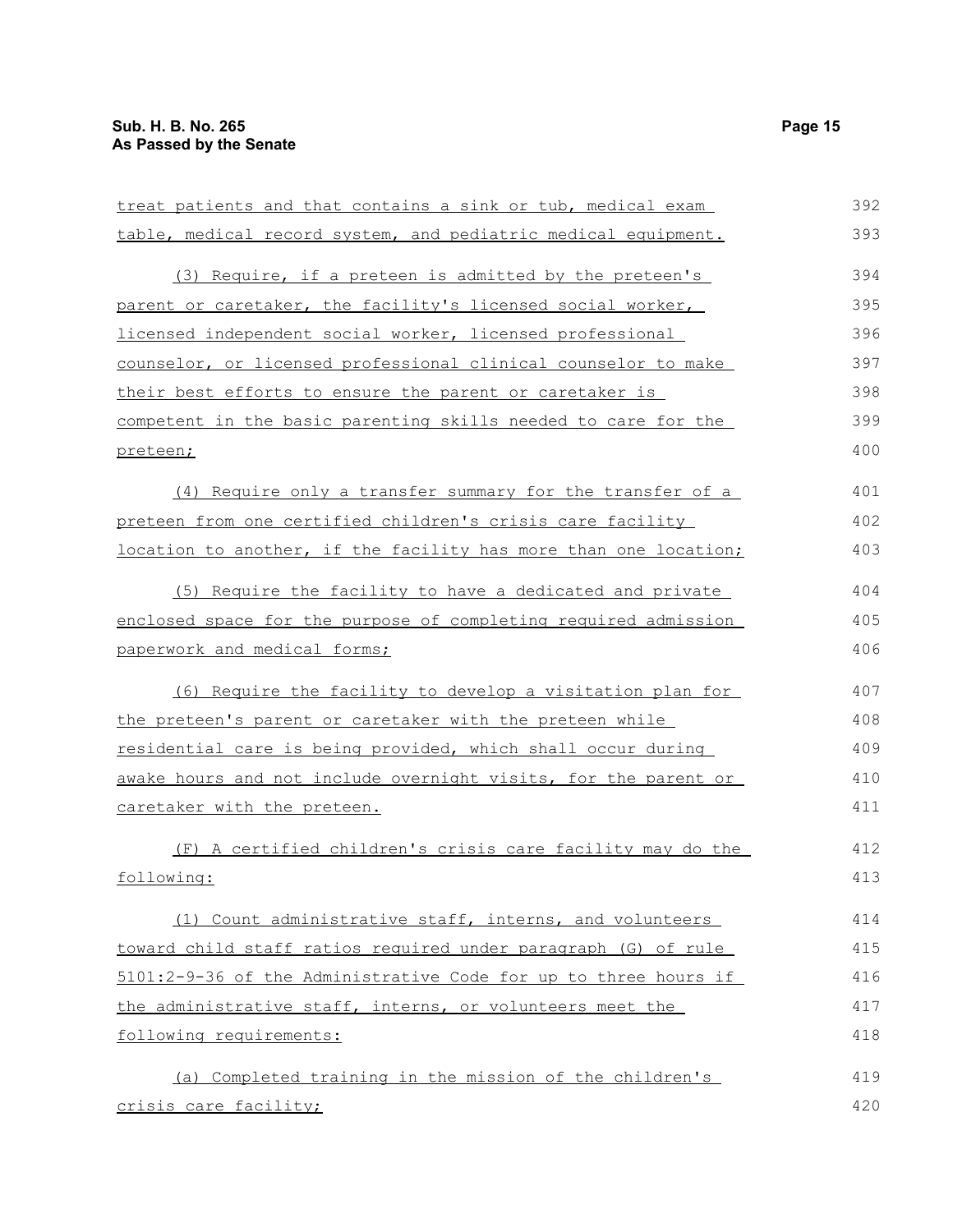treat patients and that contains a sink or tub, medical exam table, medical record system, and pediatric medical equipment.

(3) Require, if a preteen is admitted by the preteen's parent or caretaker, the facility's licensed social worker, licensed independent social worker, licensed professional counselor, or licensed professional clinical counselor to make their best efforts to ensure the parent or caretaker is competent in the basic parenting skills needed to care for the preteen;

(4) Require only a transfer summary for the transfer of a preteen from one certified children's crisis care facility location to another, if the facility has more than one location;

(5) Require the facility to have a dedicated and private enclosed space for the purpose of completing required admission paperwork and medical forms;

(6) Require the facility to develop a visitation plan for the preteen's parent or caretaker with the preteen while residential care is being provided, which shall occur during awake hours and not include overnight visits, for the parent or caretaker with the preteen.

(F) A certified children's crisis care facility may do the following:

(1) Count administrative staff, interns, and volunteers toward child staff ratios required under paragraph (G) of rule 5101:2-9-36 of the Administrative Code for up to three hours if the administrative staff, interns, or volunteers meet the following requirements:

(a) Completed training in the mission of the children's crisis care facility;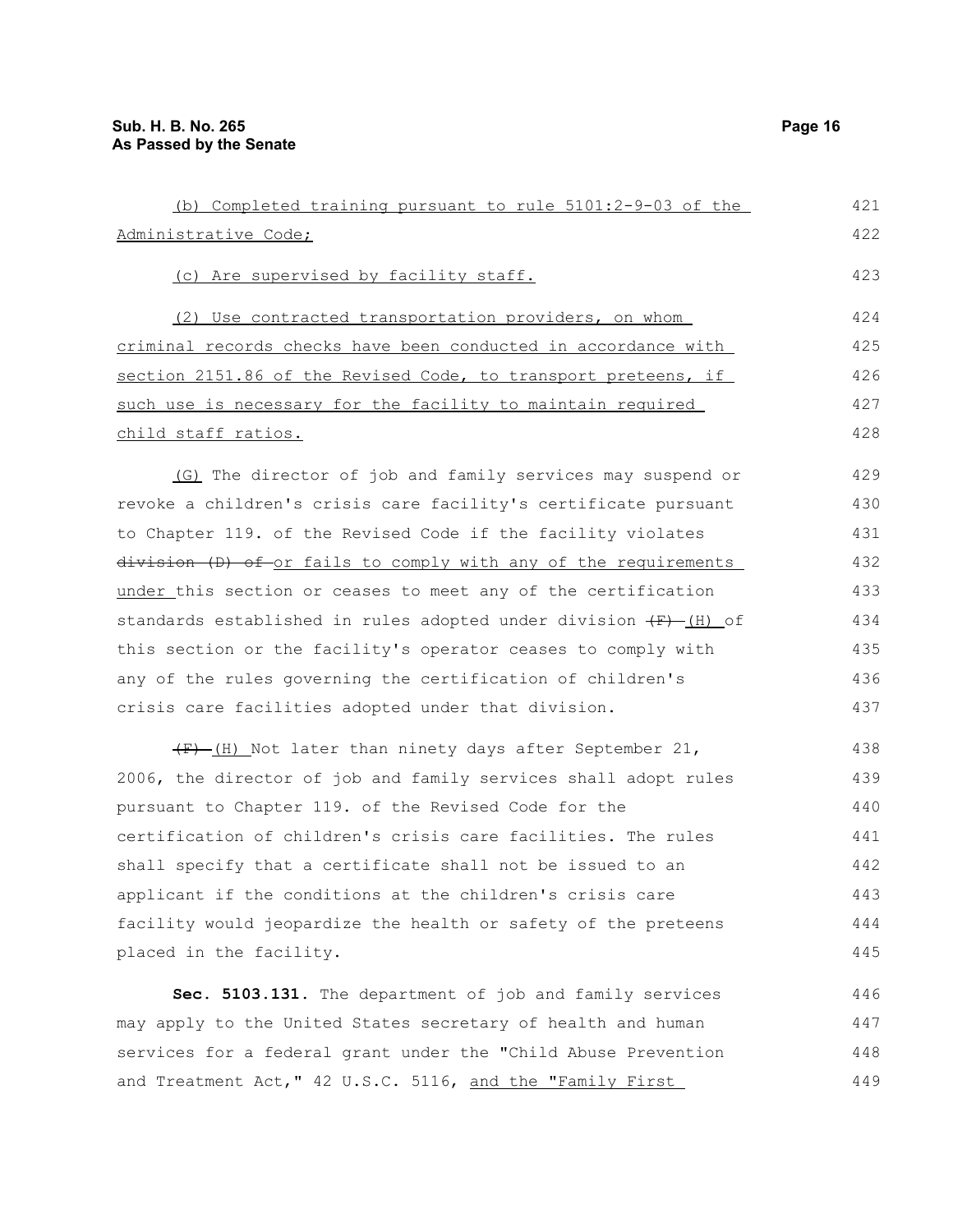(b) Completed training pursuant to rule 5101:2-9-03 of the Administrative Code;

(c) Are supervised by facility staff.

(2) Use contracted transportation providers, on whom criminal records checks have been conducted in accordance with section 2151.86 of the Revised Code, to transport preteens, if such use is necessary for the facility to maintain required child staff ratios.

(G) The director of job and family services may suspend or revoke a children's crisis care facility's certificate pursuant to Chapter 119. of the Revised Code if the facility violates ~~division (D) of~~ or fails to comply with any of the requirements under this section or ceases to meet any of the certification standards established in rules adopted under division ~~(F)~~ (H) of this section or the facility's operator ceases to comply with any of the rules governing the certification of children's crisis care facilities adopted under that division.

~~(F)~~ (H) Not later than ninety days after September 21, 2006, the director of job and family services shall adopt rules pursuant to Chapter 119. of the Revised Code for the certification of children's crisis care facilities. The rules shall specify that a certificate shall not be issued to an applicant if the conditions at the children's crisis care facility would jeopardize the health or safety of the preteens placed in the facility.

**Sec. 5103.131.** The department of job and family services may apply to the United States secretary of health and human services for a federal grant under the "Child Abuse Prevention and Treatment Act," 42 U.S.C. 5116, and the "Family First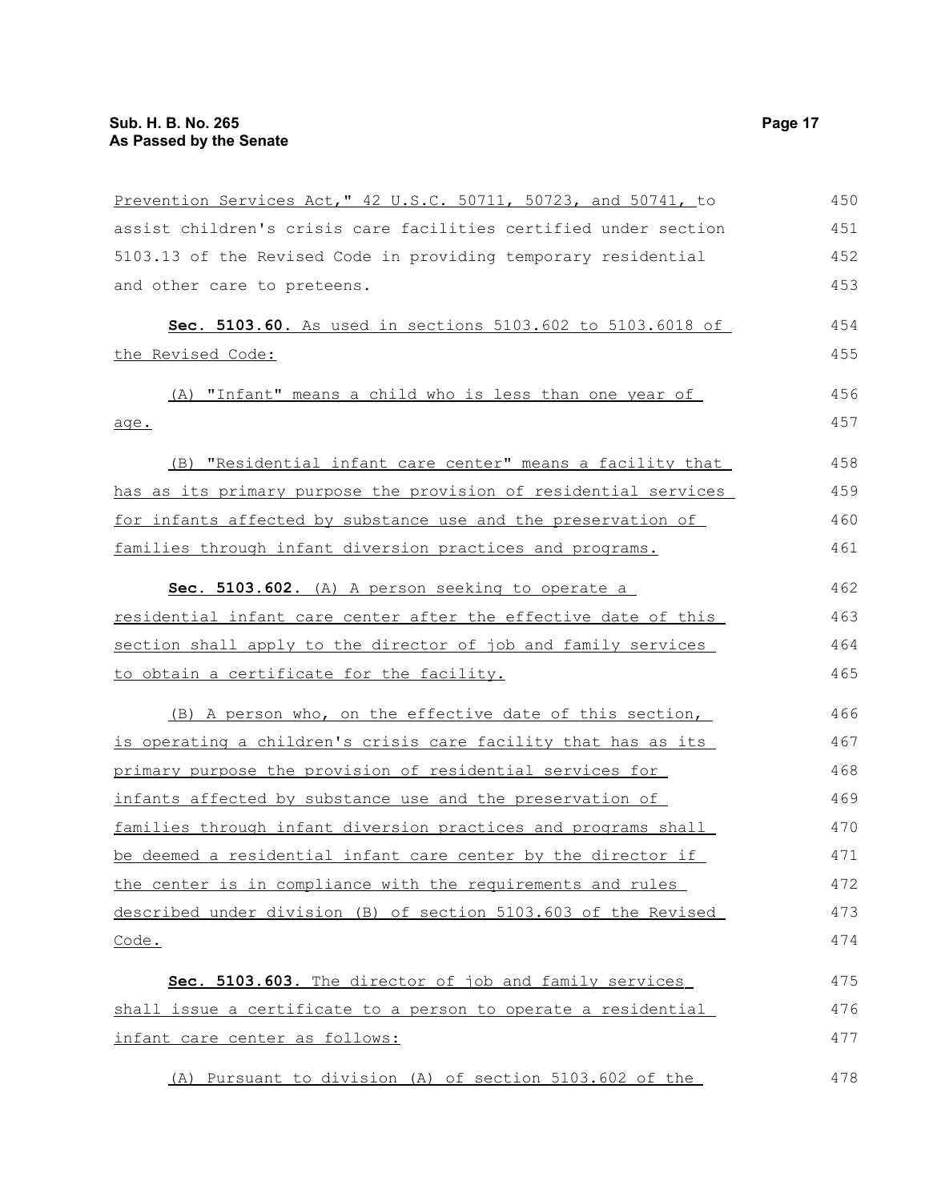Prevention Services Act," 42 U.S.C. 50711, 50723, and 50741, to assist children's crisis care facilities certified under section 5103.13 of the Revised Code in providing temporary residential and other care to preteens.

**Sec. 5103.60.** As used in sections 5103.602 to 5103.6018 of the Revised Code:

(A) "Infant" means a child who is less than one year of age.

(B) "Residential infant care center" means a facility that has as its primary purpose the provision of residential services for infants affected by substance use and the preservation of families through infant diversion practices and programs.

**Sec. 5103.602.** (A) A person seeking to operate a residential infant care center after the effective date of this section shall apply to the director of job and family services to obtain a certificate for the facility.

(B) A person who, on the effective date of this section, is operating a children's crisis care facility that has as its primary purpose the provision of residential services for infants affected by substance use and the preservation of families through infant diversion practices and programs shall be deemed a residential infant care center by the director if the center is in compliance with the requirements and rules described under division (B) of section 5103.603 of the Revised Code.

**Sec. 5103.603.** The director of job and family services shall issue a certificate to a person to operate a residential infant care center as follows:

(A) Pursuant to division (A) of section 5103.602 of the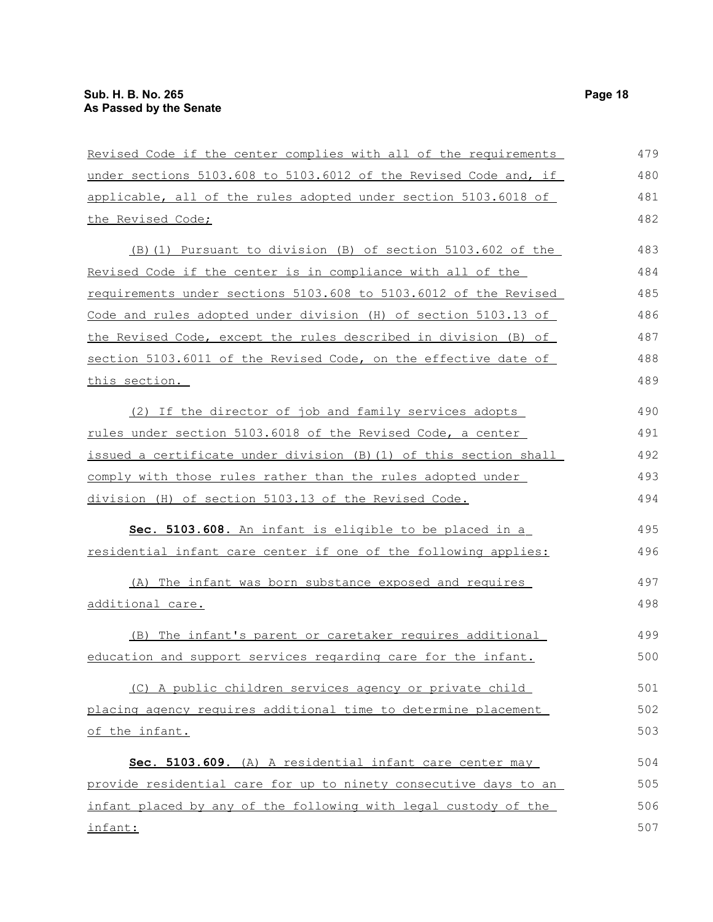Revised Code if the center complies with all of the requirements under sections 5103.608 to 5103.6012 of the Revised Code and, if applicable, all of the rules adopted under section 5103.6018 of the Revised Code;

(B)(1) Pursuant to division (B) of section 5103.602 of the Revised Code if the center is in compliance with all of the requirements under sections 5103.608 to 5103.6012 of the Revised Code and rules adopted under division (H) of section 5103.13 of the Revised Code, except the rules described in division (B) of section 5103.6011 of the Revised Code, on the effective date of this section.

(2) If the director of job and family services adopts rules under section 5103.6018 of the Revised Code, a center issued a certificate under division (B)(1) of this section shall comply with those rules rather than the rules adopted under division (H) of section 5103.13 of the Revised Code.

**Sec. 5103.608.** An infant is eligible to be placed in a residential infant care center if one of the following applies:

(A) The infant was born substance exposed and requires additional care.

(B) The infant's parent or caretaker requires additional education and support services regarding care for the infant.

(C) A public children services agency or private child placing agency requires additional time to determine placement of the infant.

**Sec. 5103.609.** (A) A residential infant care center may provide residential care for up to ninety consecutive days to an infant placed by any of the following with legal custody of the infant: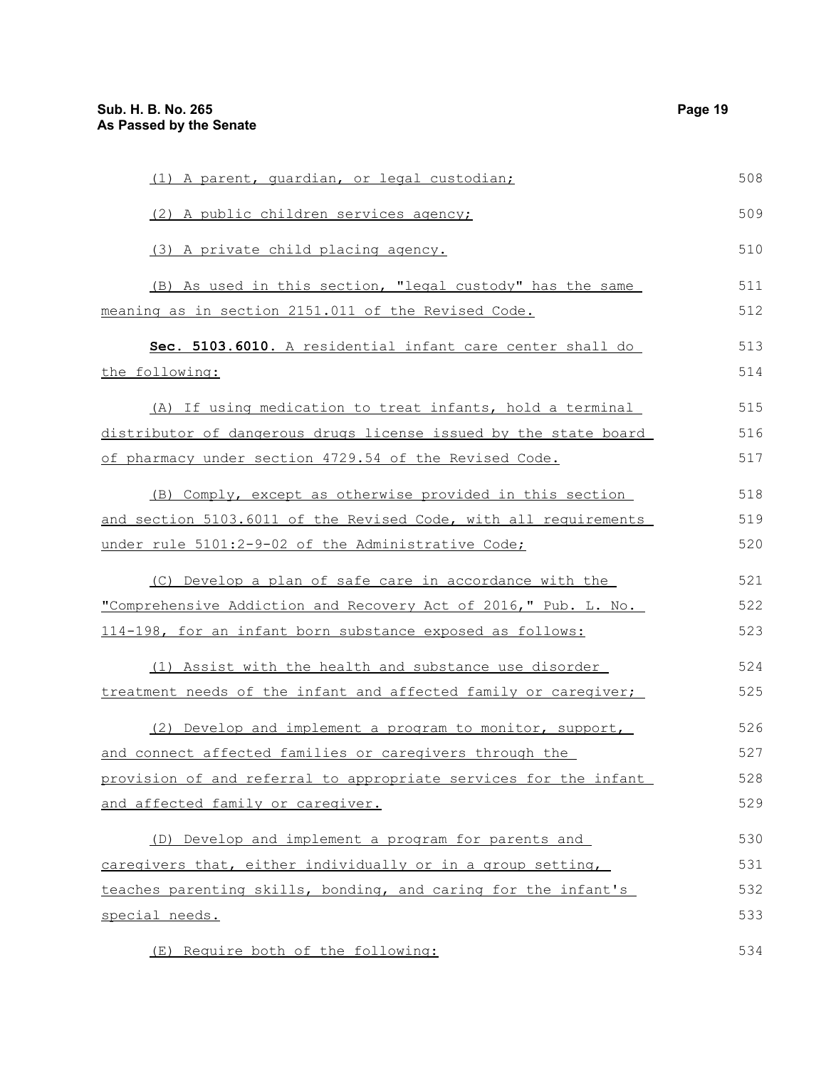(1) A parent, guardian, or legal custodian;

(2) A public children services agency;

(3) A private child placing agency.

(B) As used in this section, "legal custody" has the same meaning as in section 2151.011 of the Revised Code.

**Sec. 5103.6010.** A residential infant care center shall do the following:

(A) If using medication to treat infants, hold a terminal distributor of dangerous drugs license issued by the state board of pharmacy under section 4729.54 of the Revised Code.

(B) Comply, except as otherwise provided in this section and section 5103.6011 of the Revised Code, with all requirements under rule 5101:2-9-02 of the Administrative Code;

(C) Develop a plan of safe care in accordance with the "Comprehensive Addiction and Recovery Act of 2016," Pub. L. No. 114-198, for an infant born substance exposed as follows:

(1) Assist with the health and substance use disorder treatment needs of the infant and affected family or caregiver;

(2) Develop and implement a program to monitor, support, and connect affected families or caregivers through the provision of and referral to appropriate services for the infant and affected family or caregiver.

(D) Develop and implement a program for parents and caregivers that, either individually or in a group setting, teaches parenting skills, bonding, and caring for the infant's special needs.

(E) Require both of the following: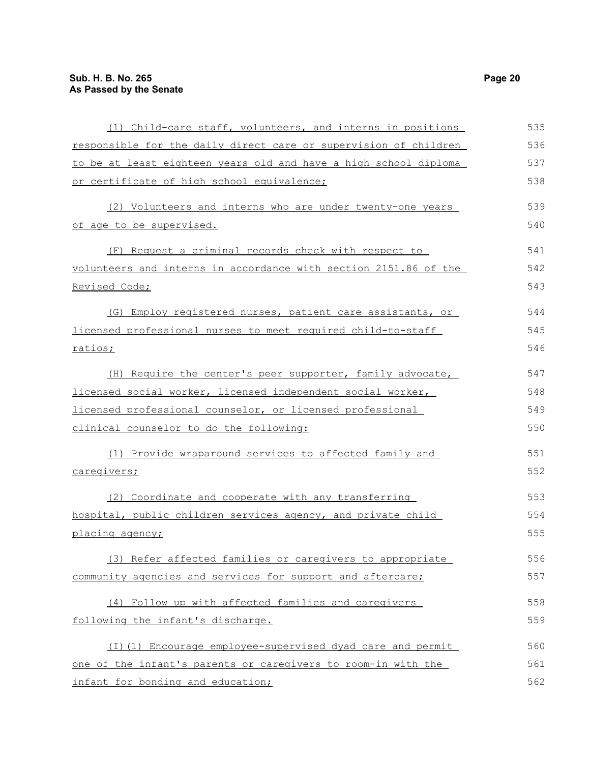(1) Child-care staff, volunteers, and interns in positions responsible for the daily direct care or supervision of children to be at least eighteen years old and have a high school diploma or certificate of high school equivalence;

(2) Volunteers and interns who are under twenty-one years of age to be supervised.

(F) Request a criminal records check with respect to volunteers and interns in accordance with section 2151.86 of the Revised Code;

(G) Employ registered nurses, patient care assistants, or licensed professional nurses to meet required child-to-staff ratios;

(H) Require the center's peer supporter, family advocate, licensed social worker, licensed independent social worker, licensed professional counselor, or licensed professional clinical counselor to do the following:

(1) Provide wraparound services to affected family and caregivers;

(2) Coordinate and cooperate with any transferring hospital, public children services agency, and private child placing agency;

(3) Refer affected families or caregivers to appropriate community agencies and services for support and aftercare;

(4) Follow up with affected families and caregivers following the infant's discharge.

(I)(1) Encourage employee-supervised dyad care and permit one of the infant's parents or caregivers to room-in with the infant for bonding and education;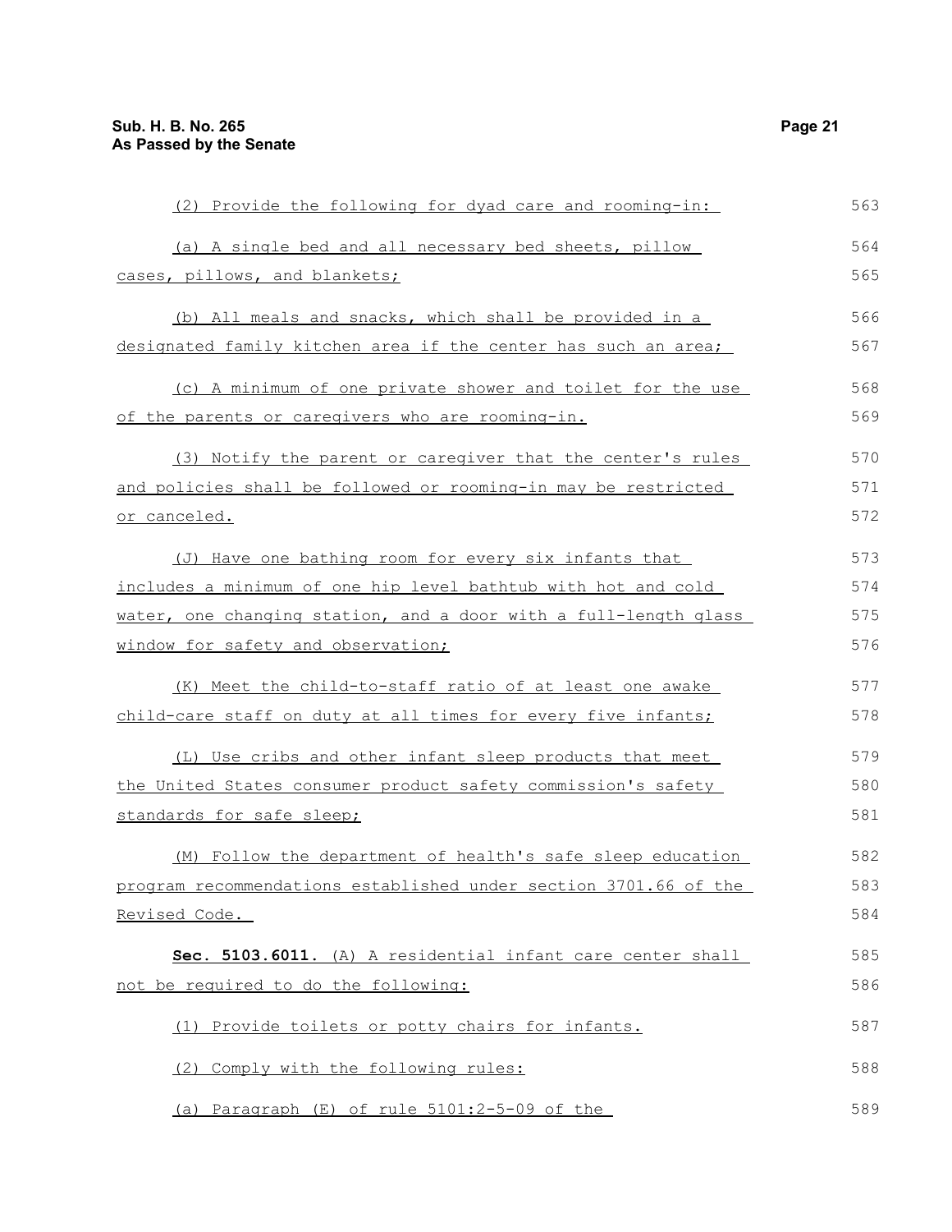(2) Provide the following for dyad care and rooming-in:

(a) A single bed and all necessary bed sheets, pillow cases, pillows, and blankets;

(b) All meals and snacks, which shall be provided in a designated family kitchen area if the center has such an area;

(c) A minimum of one private shower and toilet for the use of the parents or caregivers who are rooming-in.

(3) Notify the parent or caregiver that the center's rules and policies shall be followed or rooming-in may be restricted or canceled.

(J) Have one bathing room for every six infants that includes a minimum of one hip level bathtub with hot and cold water, one changing station, and a door with a full-length glass window for safety and observation;

(K) Meet the child-to-staff ratio of at least one awake child-care staff on duty at all times for every five infants;

(L) Use cribs and other infant sleep products that meet the United States consumer product safety commission's safety standards for safe sleep;

(M) Follow the department of health's safe sleep education program recommendations established under section 3701.66 of the Revised Code.

**Sec. 5103.6011.** (A) A residential infant care center shall not be required to do the following:

(1) Provide toilets or potty chairs for infants.

(2) Comply with the following rules:

(a) Paragraph (E) of rule 5101:2-5-09 of the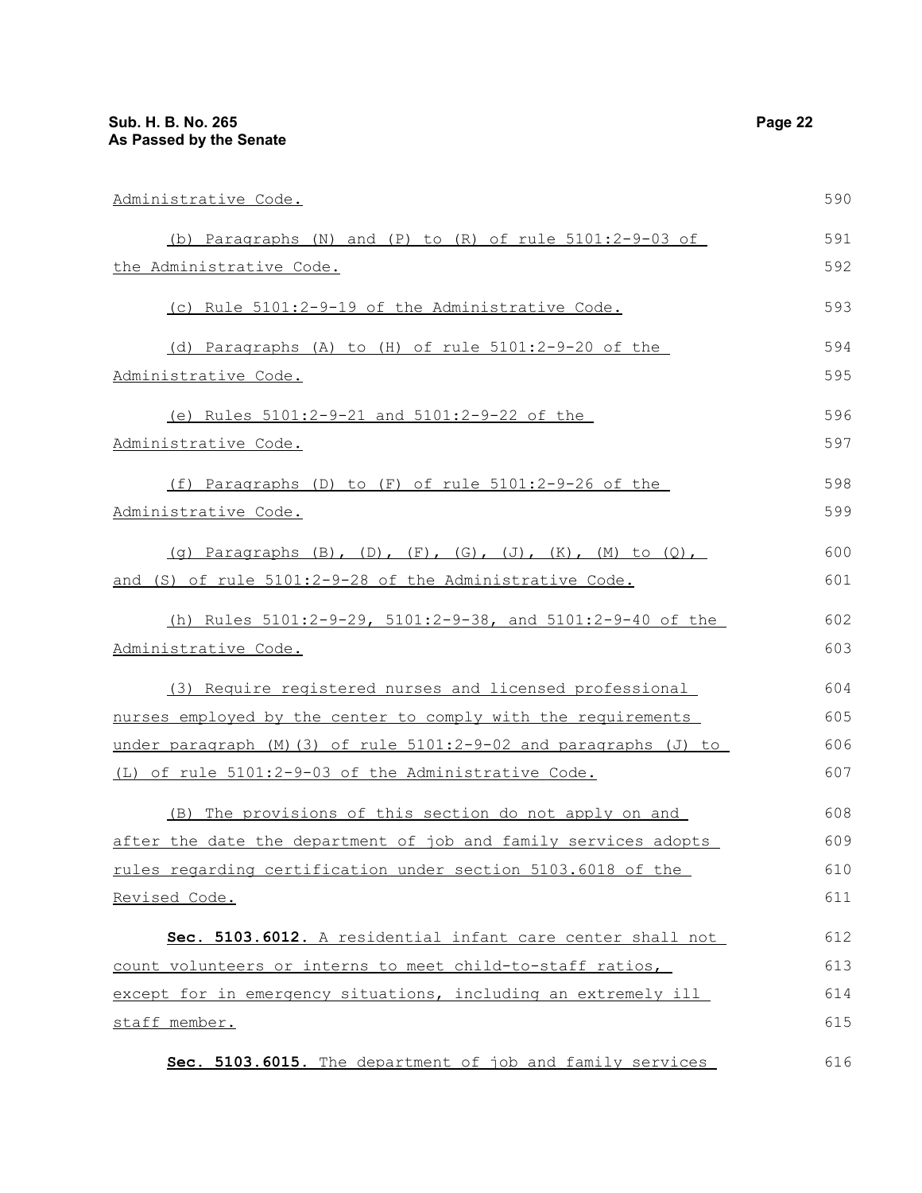Administrative Code.

(b) Paragraphs (N) and (P) to (R) of rule 5101:2-9-03 of the Administrative Code.

(c) Rule 5101:2-9-19 of the Administrative Code.

(d) Paragraphs (A) to (H) of rule 5101:2-9-20 of the Administrative Code.

(e) Rules 5101:2-9-21 and 5101:2-9-22 of the Administrative Code.

(f) Paragraphs (D) to (F) of rule 5101:2-9-26 of the Administrative Code.

(g) Paragraphs (B), (D), (F), (G), (J), (K), (M) to (Q), and (S) of rule 5101:2-9-28 of the Administrative Code.

(h) Rules 5101:2-9-29, 5101:2-9-38, and 5101:2-9-40 of the Administrative Code.

(3) Require registered nurses and licensed professional nurses employed by the center to comply with the requirements under paragraph (M)(3) of rule 5101:2-9-02 and paragraphs (J) to (L) of rule 5101:2-9-03 of the Administrative Code.

(B) The provisions of this section do not apply on and after the date the department of job and family services adopts rules regarding certification under section 5103.6018 of the Revised Code.

**Sec. 5103.6012.** A residential infant care center shall not count volunteers or interns to meet child-to-staff ratios, except for in emergency situations, including an extremely ill staff member.

**Sec. 5103.6015.** The department of job and family services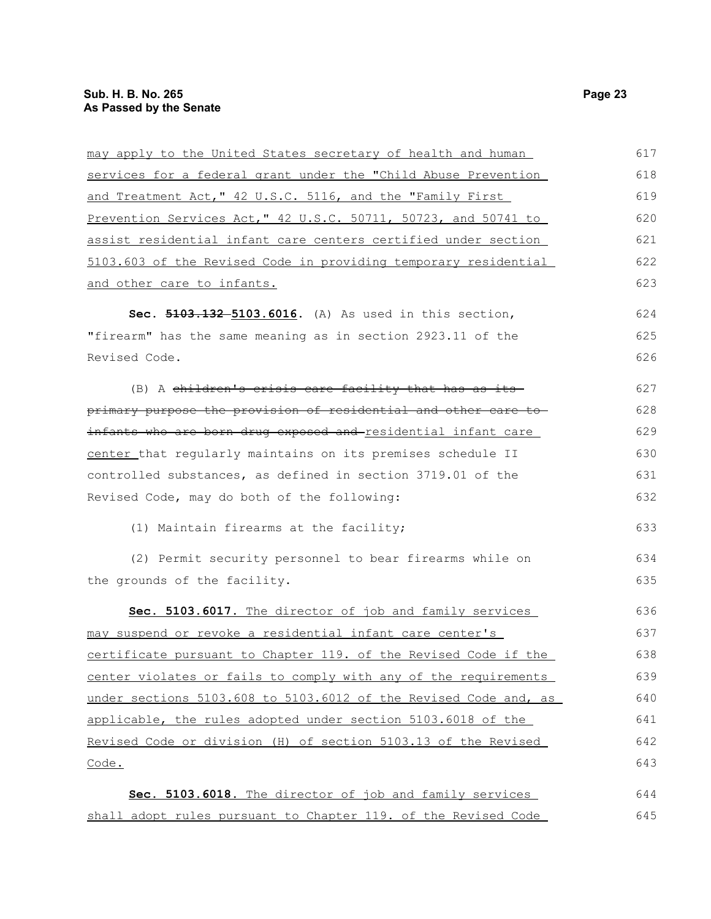may apply to the United States secretary of health and human services for a federal grant under the "Child Abuse Prevention and Treatment Act," 42 U.S.C. 5116, and the "Family First Prevention Services Act," 42 U.S.C. 50711, 50723, and 50741 to assist residential infant care centers certified under section 5103.603 of the Revised Code in providing temporary residential and other care to infants.

**Sec. ~~5103.132~~ 5103.6016.** (A) As used in this section, "firearm" has the same meaning as in section 2923.11 of the Revised Code.

(B) A ~~children's crisis care facility that has as its primary purpose the provision of residential and other care to infants who are born drug exposed and~~ residential infant care center that regularly maintains on its premises schedule II controlled substances, as defined in section 3719.01 of the Revised Code, may do both of the following:

(1) Maintain firearms at the facility;

(2) Permit security personnel to bear firearms while on the grounds of the facility.

**Sec. 5103.6017.** The director of job and family services may suspend or revoke a residential infant care center's certificate pursuant to Chapter 119. of the Revised Code if the center violates or fails to comply with any of the requirements under sections 5103.608 to 5103.6012 of the Revised Code and, as applicable, the rules adopted under section 5103.6018 of the Revised Code or division (H) of section 5103.13 of the Revised Code.

**Sec. 5103.6018.** The director of job and family services shall adopt rules pursuant to Chapter 119. of the Revised Code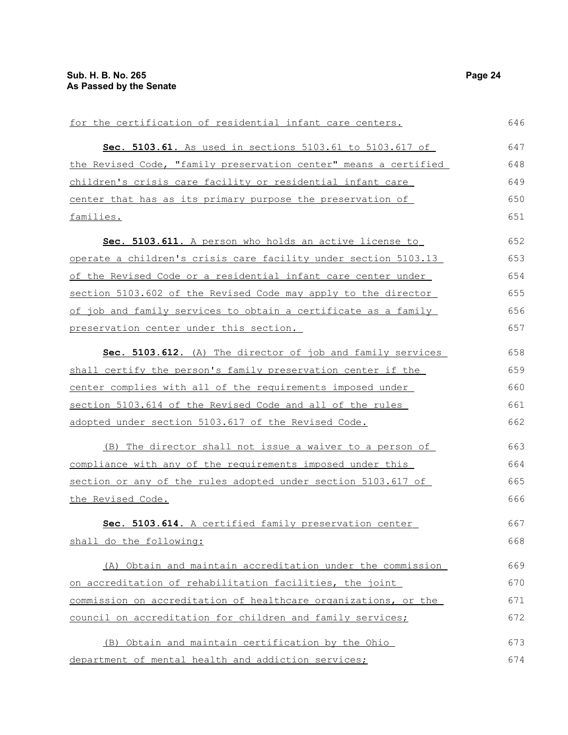for the certification of residential infant care centers.

**Sec. 5103.61.** As used in sections 5103.61 to 5103.617 of the Revised Code, "family preservation center" means a certified children's crisis care facility or residential infant care center that has as its primary purpose the preservation of families.

**Sec. 5103.611.** A person who holds an active license to operate a children's crisis care facility under section 5103.13 of the Revised Code or a residential infant care center under section 5103.602 of the Revised Code may apply to the director of job and family services to obtain a certificate as a family preservation center under this section.

**Sec. 5103.612.** (A) The director of job and family services shall certify the person's family preservation center if the center complies with all of the requirements imposed under section 5103.614 of the Revised Code and all of the rules adopted under section 5103.617 of the Revised Code.

(B) The director shall not issue a waiver to a person of compliance with any of the requirements imposed under this section or any of the rules adopted under section 5103.617 of the Revised Code.

**Sec. 5103.614.** A certified family preservation center shall do the following:

(A) Obtain and maintain accreditation under the commission on accreditation of rehabilitation facilities, the joint commission on accreditation of healthcare organizations, or the council on accreditation for children and family services;

(B) Obtain and maintain certification by the Ohio department of mental health and addiction services;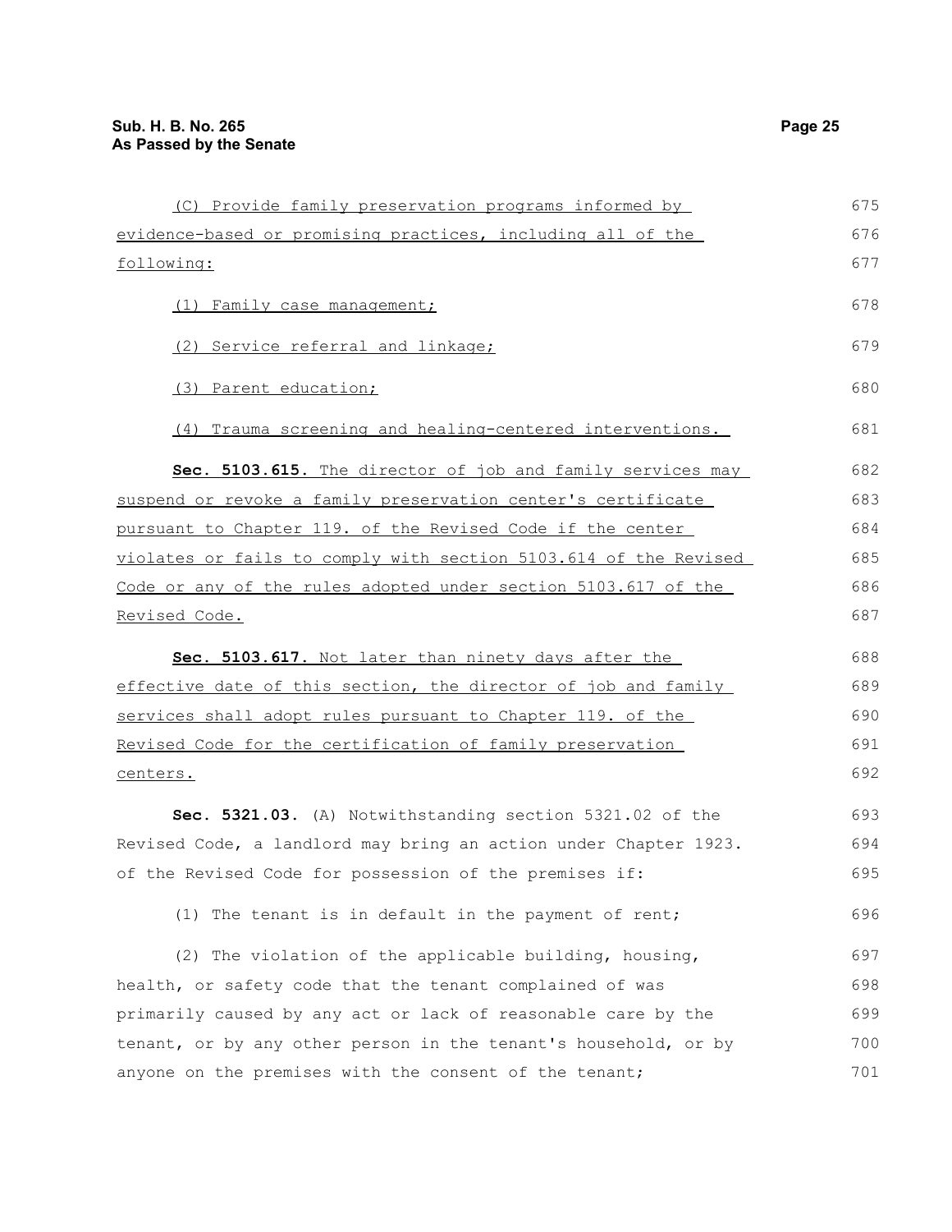(C) Provide family preservation programs informed by evidence-based or promising practices, including all of the following:

(1) Family case management;

(2) Service referral and linkage;

(3) Parent education;

(4) Trauma screening and healing-centered interventions.

**Sec. 5103.615.** The director of job and family services may suspend or revoke a family preservation center's certificate pursuant to Chapter 119. of the Revised Code if the center violates or fails to comply with section 5103.614 of the Revised Code or any of the rules adopted under section 5103.617 of the Revised Code.

**Sec. 5103.617.** Not later than ninety days after the effective date of this section, the director of job and family services shall adopt rules pursuant to Chapter 119. of the Revised Code for the certification of family preservation centers.

**Sec. 5321.03.** (A) Notwithstanding section 5321.02 of the Revised Code, a landlord may bring an action under Chapter 1923. of the Revised Code for possession of the premises if:

(1) The tenant is in default in the payment of rent;

(2) The violation of the applicable building, housing, health, or safety code that the tenant complained of was primarily caused by any act or lack of reasonable care by the tenant, or by any other person in the tenant's household, or by anyone on the premises with the consent of the tenant;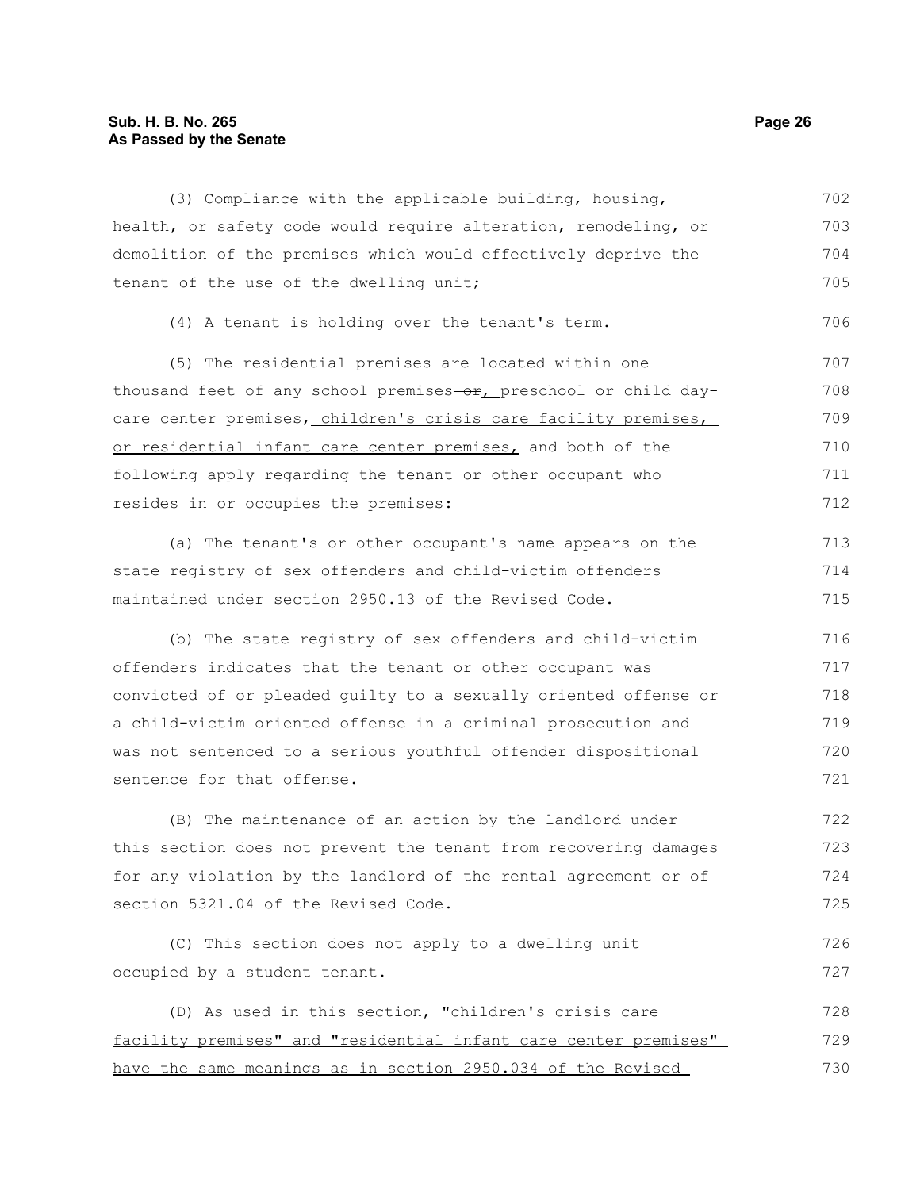(3) Compliance with the applicable building, housing, health, or safety code would require alteration, remodeling, or demolition of the premises which would effectively deprive the tenant of the use of the dwelling unit;

(4) A tenant is holding over the tenant's term.

(5) The residential premises are located within one thousand feet of any school premises ~~or~~, preschool or child day-care center premises, children's crisis care facility premises, or residential infant care center premises, and both of the following apply regarding the tenant or other occupant who resides in or occupies the premises:

(a) The tenant's or other occupant's name appears on the state registry of sex offenders and child-victim offenders maintained under section 2950.13 of the Revised Code.

(b) The state registry of sex offenders and child-victim offenders indicates that the tenant or other occupant was convicted of or pleaded guilty to a sexually oriented offense or a child-victim oriented offense in a criminal prosecution and was not sentenced to a serious youthful offender dispositional sentence for that offense.

(B) The maintenance of an action by the landlord under this section does not prevent the tenant from recovering damages for any violation by the landlord of the rental agreement or of section 5321.04 of the Revised Code.

(C) This section does not apply to a dwelling unit occupied by a student tenant.

(D) As used in this section, "children's crisis care facility premises" and "residential infant care center premises" have the same meanings as in section 2950.034 of the Revised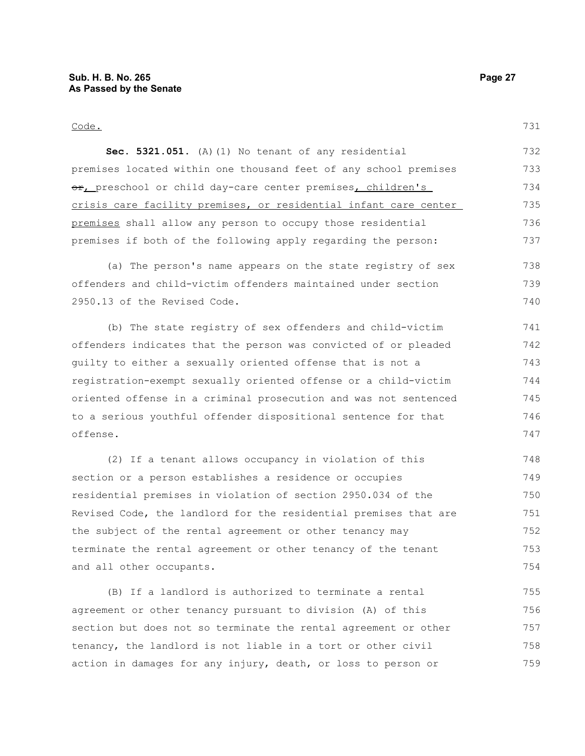Code.

**Sec. 5321.051.** (A)(1) No tenant of any residential premises located within one thousand feet of any school premises ~~or~~, preschool or child day-care center premises, children's crisis care facility premises, or residential infant care center premises shall allow any person to occupy those residential premises if both of the following apply regarding the person:

(a) The person's name appears on the state registry of sex offenders and child-victim offenders maintained under section 2950.13 of the Revised Code.

(b) The state registry of sex offenders and child-victim offenders indicates that the person was convicted of or pleaded guilty to either a sexually oriented offense that is not a registration-exempt sexually oriented offense or a child-victim oriented offense in a criminal prosecution and was not sentenced to a serious youthful offender dispositional sentence for that offense.

(2) If a tenant allows occupancy in violation of this section or a person establishes a residence or occupies residential premises in violation of section 2950.034 of the Revised Code, the landlord for the residential premises that are the subject of the rental agreement or other tenancy may terminate the rental agreement or other tenancy of the tenant and all other occupants.

(B) If a landlord is authorized to terminate a rental agreement or other tenancy pursuant to division (A) of this section but does not so terminate the rental agreement or other tenancy, the landlord is not liable in a tort or other civil action in damages for any injury, death, or loss to person or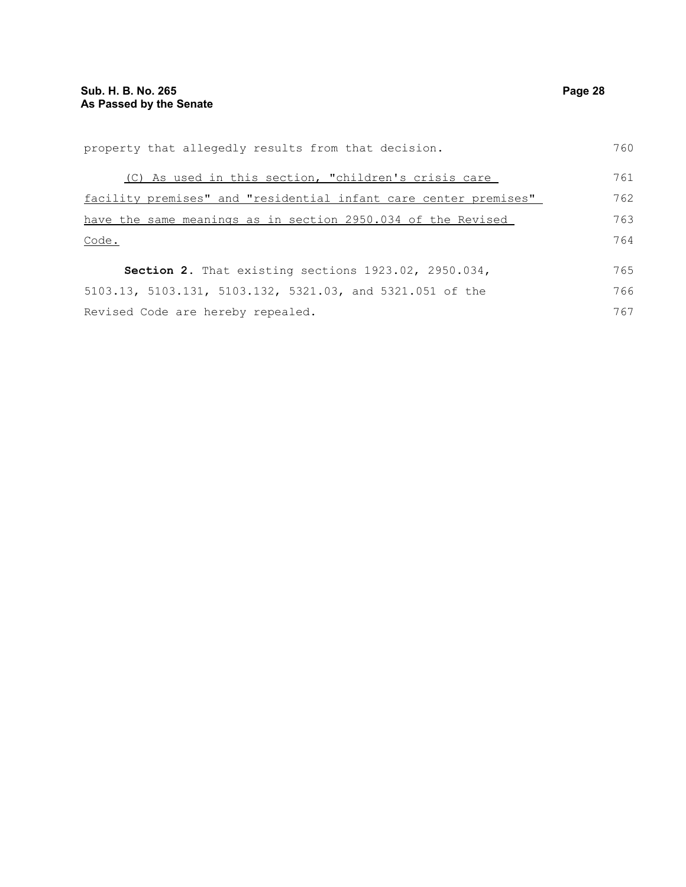property that allegedly results from that decision.

(C) As used in this section, "children's crisis care facility premises" and "residential infant care center premises" have the same meanings as in section 2950.034 of the Revised Code.

**Section 2.** That existing sections 1923.02, 2950.034, 5103.13, 5103.131, 5103.132, 5321.03, and 5321.051 of the Revised Code are hereby repealed.